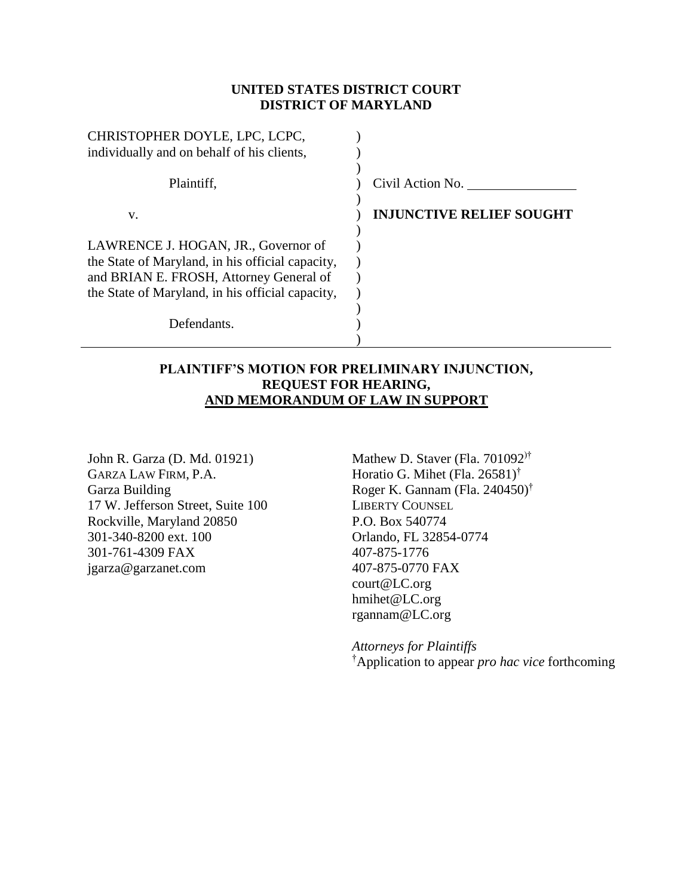**UNITED STATES DISTRICT COURT**
**DISTRICT OF MARYLAND**

| | | |
|---|---|---|
| CHRISTOPHER DOYLE, LPC, LCPC, individually and on behalf of his clients, | ) | |
| Plaintiff, | ) | Civil Action No. ______________ |
| v. | ) | **INJUNCTIVE RELIEF SOUGHT** |
| LAWRENCE J. HOGAN, JR., Governor of the State of Maryland, in his official capacity, and BRIAN E. FROSH, Attorney General of the State of Maryland, in his official capacity, | ) | |
| Defendants. | ) | |

**PLAINTIFF'S MOTION FOR PRELIMINARY INJUNCTION,**
**REQUEST FOR HEARING,**
**AND MEMORANDUM OF LAW IN SUPPORT**

John R. Garza (D. Md. 01921)
GARZA LAW FIRM, P.A.
Garza Building
17 W. Jefferson Street, Suite 100
Rockville, Maryland 20850
301-340-8200 ext. 100
301-761-4309 FAX
jgarza@garzanet.com

Mathew D. Staver (Fla. 701092)†
Horatio G. Mihet (Fla. 26581)†
Roger K. Gannam (Fla. 240450)†
LIBERTY COUNSEL
P.O. Box 540774
Orlando, FL 32854-0774
407-875-1776
407-875-0770 FAX
court@LC.org
hmihet@LC.org
rgannam@LC.org

*Attorneys for Plaintiffs*
†Application to appear *pro hac vice* forthcoming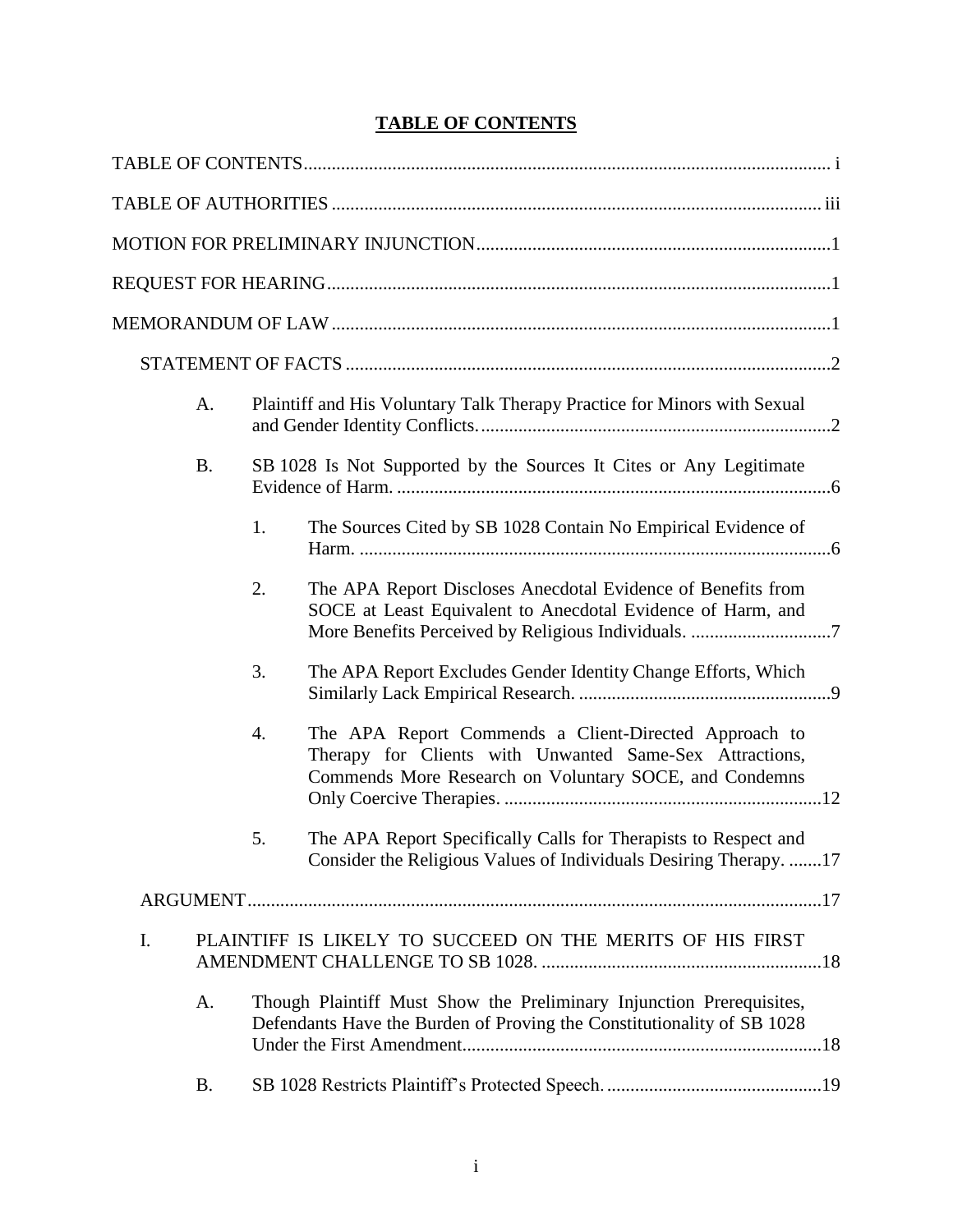# **TABLE OF CONTENTS**

TABLE OF CONTENTS ........................................................ i

TABLE OF AUTHORITIES ........................................................ iii

MOTION FOR PRELIMINARY INJUNCTION ........................................................ 1

REQUEST FOR HEARING ........................................................ 1

MEMORANDUM OF LAW ........................................................ 1

- STATEMENT OF FACTS ........................................................ 2
  - A. Plaintiff and His Voluntary Talk Therapy Practice for Minors with Sexual and Gender Identity Conflicts. ........................................................ 2
  - B. SB 1028 Is Not Supported by the Sources It Cites or Any Legitimate Evidence of Harm. ........................................................ 6
    - 1. The Sources Cited by SB 1028 Contain No Empirical Evidence of Harm. ........................................................ 6
    - 2. The APA Report Discloses Anecdotal Evidence of Benefits from SOCE at Least Equivalent to Anecdotal Evidence of Harm, and More Benefits Perceived by Religious Individuals. ........................................................ 7
    - 3. The APA Report Excludes Gender Identity Change Efforts, Which Similarly Lack Empirical Research. ........................................................ 9
    - 4. The APA Report Commends a Client-Directed Approach to Therapy for Clients with Unwanted Same-Sex Attractions, Commends More Research on Voluntary SOCE, and Condemns Only Coercive Therapies. ........................................................ 12
    - 5. The APA Report Specifically Calls for Therapists to Respect and Consider the Religious Values of Individuals Desiring Therapy. ....... 17
- ARGUMENT ........................................................ 17
- I. PLAINTIFF IS LIKELY TO SUCCEED ON THE MERITS OF HIS FIRST AMENDMENT CHALLENGE TO SB 1028. ........................................................ 18
  - A. Though Plaintiff Must Show the Preliminary Injunction Prerequisites, Defendants Have the Burden of Proving the Constitutionality of SB 1028 Under the First Amendment. ........................................................ 18
  - B. SB 1028 Restricts Plaintiff's Protected Speech. ........................................................ 19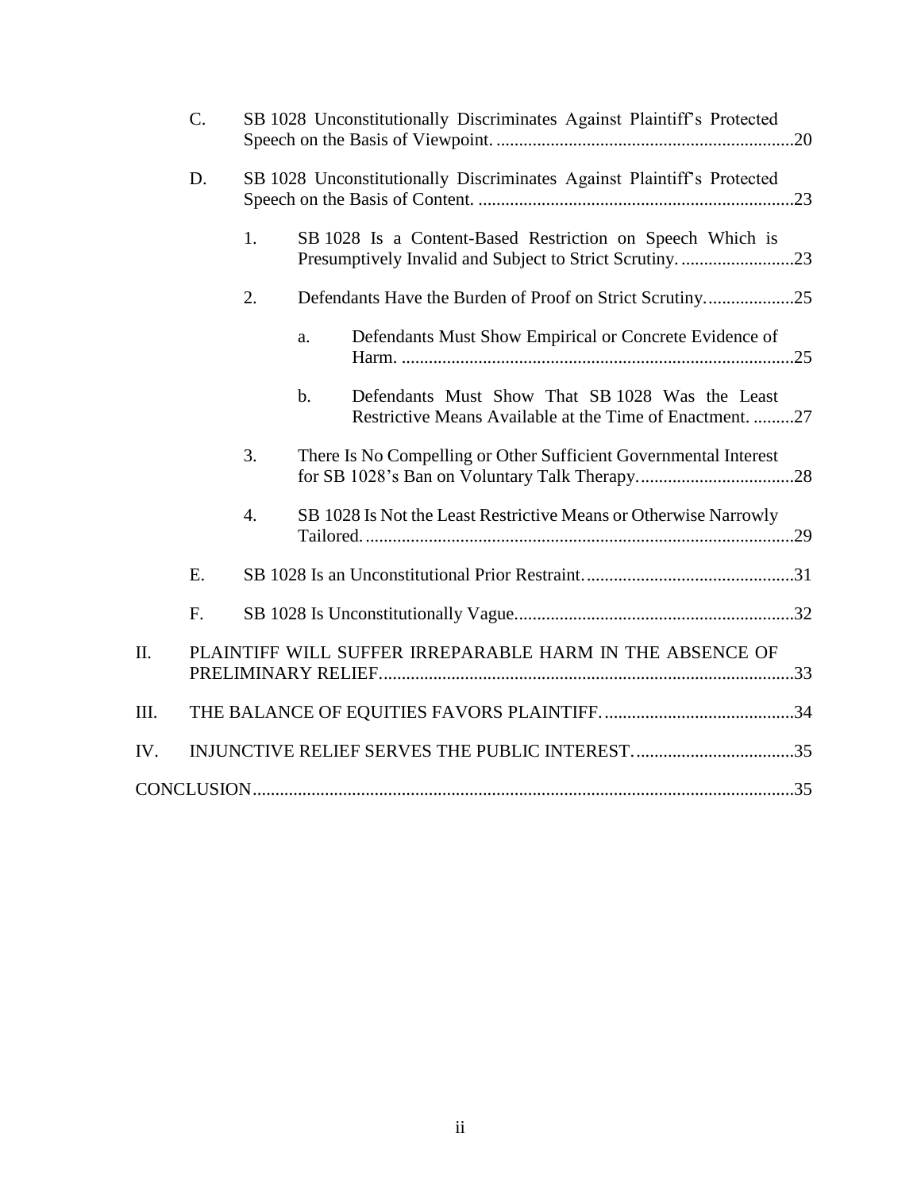- C. SB 1028 Unconstitutionally Discriminates Against Plaintiff's Protected Speech on the Basis of Viewpoint. ....................................................................20
- D. SB 1028 Unconstitutionally Discriminates Against Plaintiff's Protected Speech on the Basis of Content. .......................................................................23
  - 1. SB 1028 Is a Content-Based Restriction on Speech Which is Presumptively Invalid and Subject to Strict Scrutiny. .........................23
  - 2. Defendants Have the Burden of Proof on Strict Scrutiny...................25
    - a. Defendants Must Show Empirical or Concrete Evidence of Harm. .......................................................................................25
    - b. Defendants Must Show That SB 1028 Was the Least Restrictive Means Available at the Time of Enactment. .........27
  - 3. There Is No Compelling or Other Sufficient Governmental Interest for SB 1028's Ban on Voluntary Talk Therapy...................................28
  - 4. SB 1028 Is Not the Least Restrictive Means or Otherwise Narrowly Tailored. ..............................................................................................29
- E. SB 1028 Is an Unconstitutional Prior Restraint...............................................31
- F. SB 1028 Is Unconstitutionally Vague..............................................................32

II. PLAINTIFF WILL SUFFER IRREPARABLE HARM IN THE ABSENCE OF PRELIMINARY RELIEF............................................................................................33

III. THE BALANCE OF EQUITIES FAVORS PLAINTIFF. ..........................................34

IV. INJUNCTIVE RELIEF SERVES THE PUBLIC INTEREST. ...................................35

CONCLUSION.......................................................................................................................35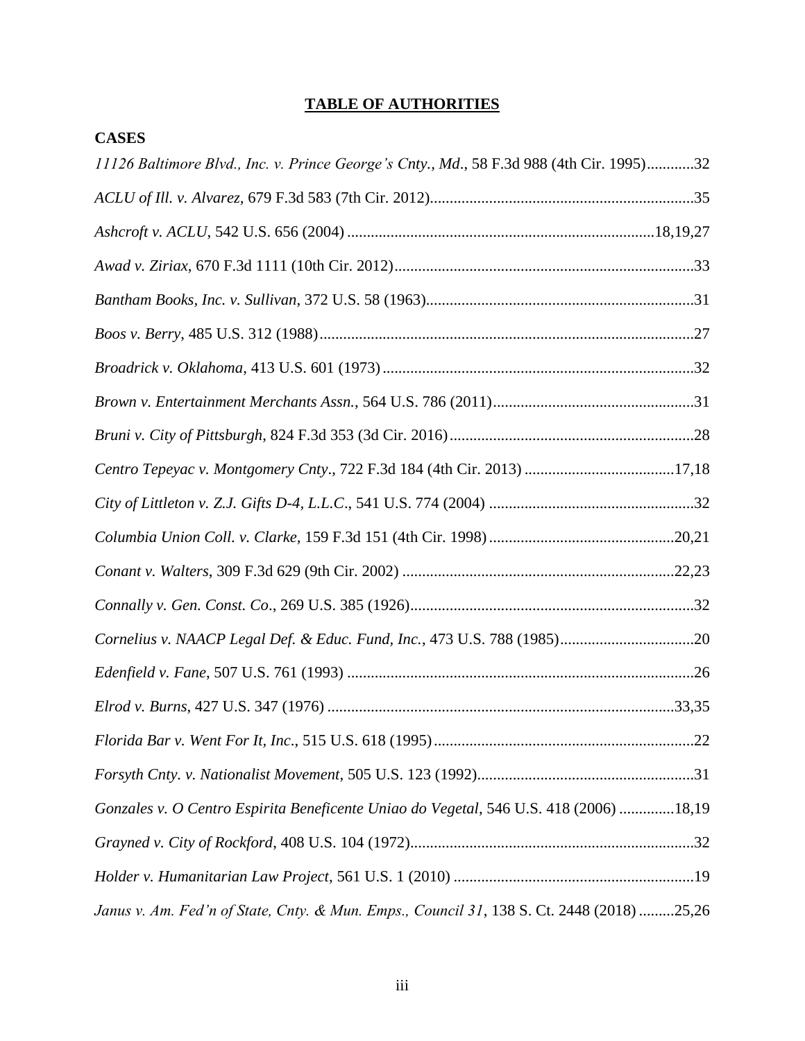# TABLE OF AUTHORITIES

## CASES

*11126 Baltimore Blvd., Inc. v. Prince George's Cnty., Md.*, 58 F.3d 988 (4th Cir. 1995) ............32

*ACLU of Ill. v. Alvarez*, 679 F.3d 583 (7th Cir. 2012) ............35

*Ashcroft v. ACLU*, 542 U.S. 656 (2004) ............18,19,27

*Awad v. Ziriax*, 670 F.3d 1111 (10th Cir. 2012) ............33

*Bantham Books, Inc. v. Sullivan*, 372 U.S. 58 (1963) ............31

*Boos v. Berry*, 485 U.S. 312 (1988) ............27

*Broadrick v. Oklahoma*, 413 U.S. 601 (1973) ............32

*Brown v. Entertainment Merchants Assn.*, 564 U.S. 786 (2011) ............31

*Bruni v. City of Pittsburgh*, 824 F.3d 353 (3d Cir. 2016) ............28

*Centro Tepeyac v. Montgomery Cnty*., 722 F.3d 184 (4th Cir. 2013) ............17,18

*City of Littleton v. Z.J. Gifts D-4, L.L.C.*, 541 U.S. 774 (2004) ............32

*Columbia Union Coll. v. Clarke*, 159 F.3d 151 (4th Cir. 1998) ............20,21

*Conant v. Walters*, 309 F.3d 629 (9th Cir. 2002) ............22,23

*Connally v. Gen. Const. Co*., 269 U.S. 385 (1926) ............32

*Cornelius v. NAACP Legal Def. & Educ. Fund, Inc.*, 473 U.S. 788 (1985) ............20

*Edenfield v. Fane*, 507 U.S. 761 (1993) ............26

*Elrod v. Burns*, 427 U.S. 347 (1976) ............33,35

*Florida Bar v. Went For It, Inc*., 515 U.S. 618 (1995) ............22

*Forsyth Cnty. v. Nationalist Movement*, 505 U.S. 123 (1992) ............31

*Gonzales v. O Centro Espirita Beneficente Uniao do Vegetal*, 546 U.S. 418 (2006) ............18,19

*Grayned v. City of Rockford*, 408 U.S. 104 (1972) ............32

*Holder v. Humanitarian Law Project*, 561 U.S. 1 (2010) ............19

*Janus v. Am. Fed'n of State, Cnty. & Mun. Emps., Council 31*, 138 S. Ct. 2448 (2018) ............25,26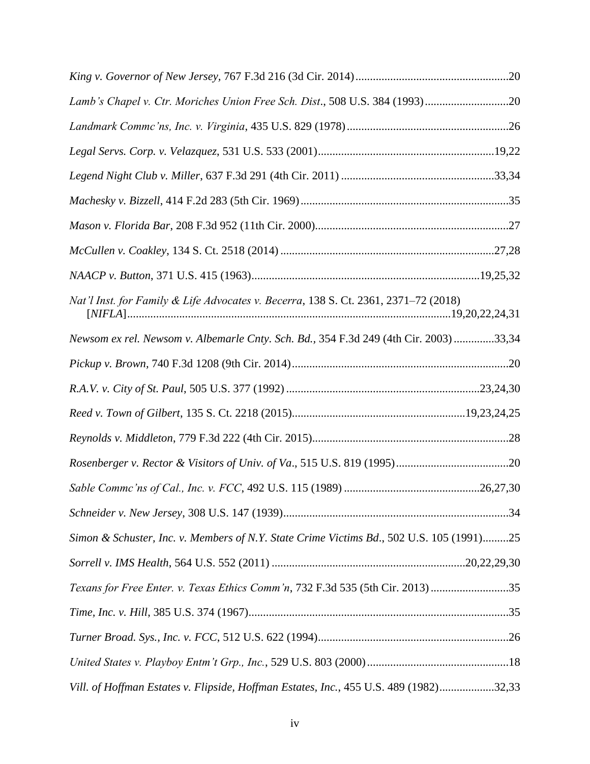*King v. Governor of New Jersey*, 767 F.3d 216 (3d Cir. 2014)....................................................20

*Lamb's Chapel v. Ctr. Moriches Union Free Sch. Dist*., 508 U.S. 384 (1993)............................20

*Landmark Commc'ns, Inc. v. Virginia*, 435 U.S. 829 (1978).......................................................26

*Legal Servs. Corp. v. Velazquez*, 531 U.S. 533 (2001)............................................................19,22

*Legend Night Club v. Miller*, 637 F.3d 291 (4th Cir. 2011) ....................................................33,34

*Machesky v. Bizzell*, 414 F.2d 283 (5th Cir. 1969).......................................................................35

*Mason v. Florida Bar*, 208 F.3d 952 (11th Cir. 2000)..................................................................27

*McCullen v. Coakley*, 134 S. Ct. 2518 (2014) .........................................................................27,28

*NAACP v. Button*, 371 U.S. 415 (1963)..............................................................................19,25,32

*Nat'l Inst. for Family & Life Advocates v. Becerra*, 138 S. Ct. 2361, 2371–72 (2018) [*NIFLA*]..............................................................................................................19,20,22,24,31

*Newsom ex rel. Newsom v. Albemarle Cnty. Sch. Bd.*, 354 F.3d 249 (4th Cir. 2003).............33,34

*Pickup v. Brown*, 740 F.3d 1208 (9th Cir. 2014)..........................................................................20

*R.A.V. v. City of St. Paul*, 505 U.S. 377 (1992) ..................................................................23,24,30

*Reed v. Town of Gilbert*, 135 S. Ct. 2218 (2015)...........................................................19,23,24,25

*Reynolds v. Middleton*, 779 F.3d 222 (4th Cir. 2015)...................................................................28

*Rosenberger v. Rector & Visitors of Univ. of Va*., 515 U.S. 819 (1995).......................................20

*Sable Commc'ns of Cal., Inc. v. FCC*, 492 U.S. 115 (1989) ..............................................26,27,30

*Schneider v. New Jersey*, 308 U.S. 147 (1939).............................................................................34

*Simon & Schuster, Inc. v. Members of N.Y. State Crime Victims Bd*., 502 U.S. 105 (1991).........25

*Sorrell v. IMS Health*, 564 U.S. 552 (2011) .................................................................20,22,29,30

*Texans for Free Enter. v. Texas Ethics Comm'n*, 732 F.3d 535 (5th Cir. 2013)...........................35

*Time, Inc. v. Hill*, 385 U.S. 374 (1967).........................................................................................35

*Turner Broad. Sys., Inc. v. FCC*, 512 U.S. 622 (1994).................................................................26

*United States v. Playboy Entm't Grp., Inc.*, 529 U.S. 803 (2000)................................................18

*Vill. of Hoffman Estates v. Flipside, Hoffman Estates, Inc.*, 455 U.S. 489 (1982)..................32,33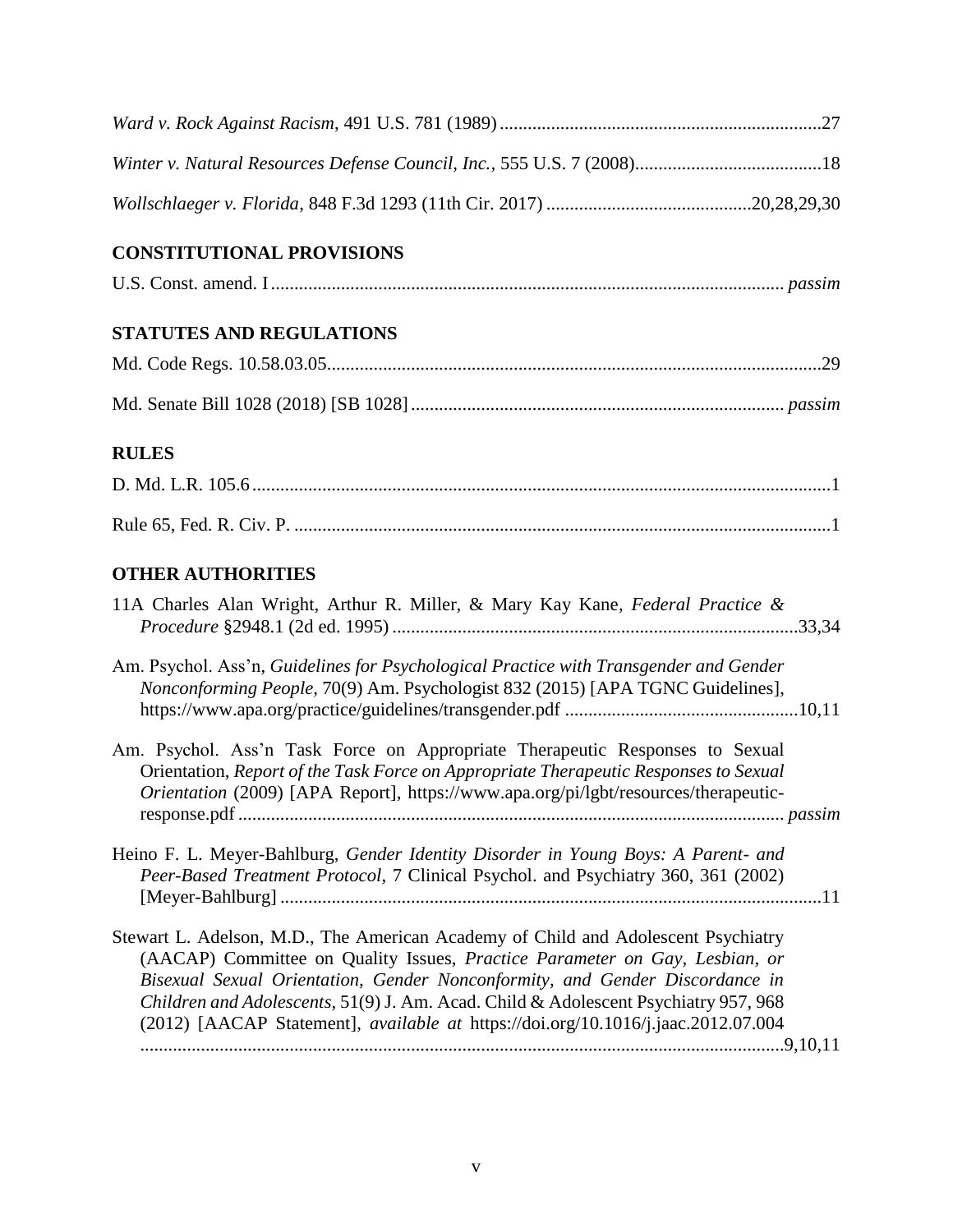*Ward v. Rock Against Racism*, 491 U.S. 781 (1989) .......................................................................27

*Winter v. Natural Resources Defense Council, Inc.*, 555 U.S. 7 (2008).........................................18

*Wollschlaeger v. Florida*, 848 F.3d 1293 (11th Cir. 2017) ...........................................20,28,29,30

## CONSTITUTIONAL PROVISIONS

U.S. Const. amend. I............................................................................................................ *passim*

## STATUTES AND REGULATIONS

Md. Code Regs. 10.58.03.05..........................................................................................................29

Md. Senate Bill 1028 (2018) [SB 1028].............................................................................. *passim*

## RULES

D. Md. L.R. 105.6...........................................................................................................................1

Rule 65, Fed. R. Civ. P. ..................................................................................................................1

## OTHER AUTHORITIES

11A Charles Alan Wright, Arthur R. Miller, & Mary Kay Kane, *Federal Practice & Procedure* §2948.1 (2d ed. 1995) ......................................................................................33,34

Am. Psychol. Ass'n, *Guidelines for Psychological Practice with Transgender and Gender Nonconforming People*, 70(9) Am. Psychologist 832 (2015) [APA TGNC Guidelines], https://www.apa.org/practice/guidelines/transgender.pdf ..................................................10,11

Am. Psychol. Ass'n Task Force on Appropriate Therapeutic Responses to Sexual Orientation, *Report of the Task Force on Appropriate Therapeutic Responses to Sexual Orientation* (2009) [APA Report], https://www.apa.org/pi/lgbt/resources/therapeutic-response.pdf .................................................................................................................. *passim*

Heino F. L. Meyer-Bahlburg, *Gender Identity Disorder in Young Boys: A Parent- and Peer-Based Treatment Protocol*, 7 Clinical Psychol. and Psychiatry 360, 361 (2002) [Meyer-Bahlburg] ..................................................................................................................11

Stewart L. Adelson, M.D., The American Academy of Child and Adolescent Psychiatry (AACAP) Committee on Quality Issues, *Practice Parameter on Gay, Lesbian, or Bisexual Sexual Orientation, Gender Nonconformity, and Gender Discordance in Children and Adolescents*, 51(9) J. Am. Acad. Child & Adolescent Psychiatry 957, 968 (2012) [AACAP Statement], *available at* https://doi.org/10.1016/j.jaac.2012.07.004 .......................................................................................................................................9,10,11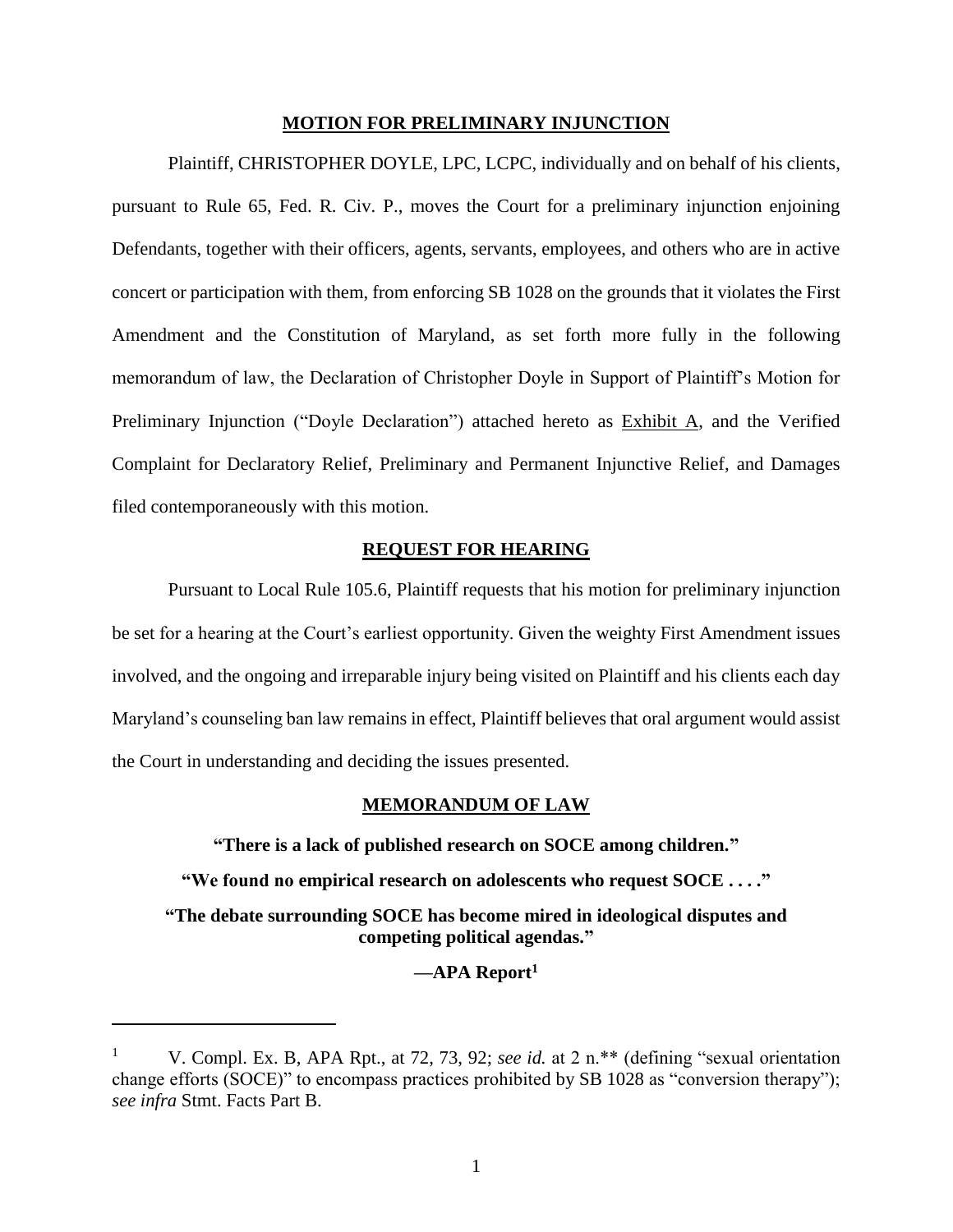## MOTION FOR PRELIMINARY INJUNCTION

Plaintiff, CHRISTOPHER DOYLE, LPC, LCPC, individually and on behalf of his clients, pursuant to Rule 65, Fed. R. Civ. P., moves the Court for a preliminary injunction enjoining Defendants, together with their officers, agents, servants, employees, and others who are in active concert or participation with them, from enforcing SB 1028 on the grounds that it violates the First Amendment and the Constitution of Maryland, as set forth more fully in the following memorandum of law, the Declaration of Christopher Doyle in Support of Plaintiff's Motion for Preliminary Injunction ("Doyle Declaration") attached hereto as Exhibit A, and the Verified Complaint for Declaratory Relief, Preliminary and Permanent Injunctive Relief, and Damages filed contemporaneously with this motion.

## REQUEST FOR HEARING

Pursuant to Local Rule 105.6, Plaintiff requests that his motion for preliminary injunction be set for a hearing at the Court's earliest opportunity. Given the weighty First Amendment issues involved, and the ongoing and irreparable injury being visited on Plaintiff and his clients each day Maryland's counseling ban law remains in effect, Plaintiff believes that oral argument would assist the Court in understanding and deciding the issues presented.

## MEMORANDUM OF LAW

**"There is a lack of published research on SOCE among children."**

**"We found no empirical research on adolescents who request SOCE . . . ."**

**"The debate surrounding SOCE has become mired in ideological disputes and competing political agendas."**

**—APA Report[1]**

---

[1] V. Compl. Ex. B, APA Rpt., at 72, 73, 92; *see id.* at 2 n.** (defining "sexual orientation change efforts (SOCE)" to encompass practices prohibited by SB 1028 as "conversion therapy"); *see infra* Stmt. Facts Part B.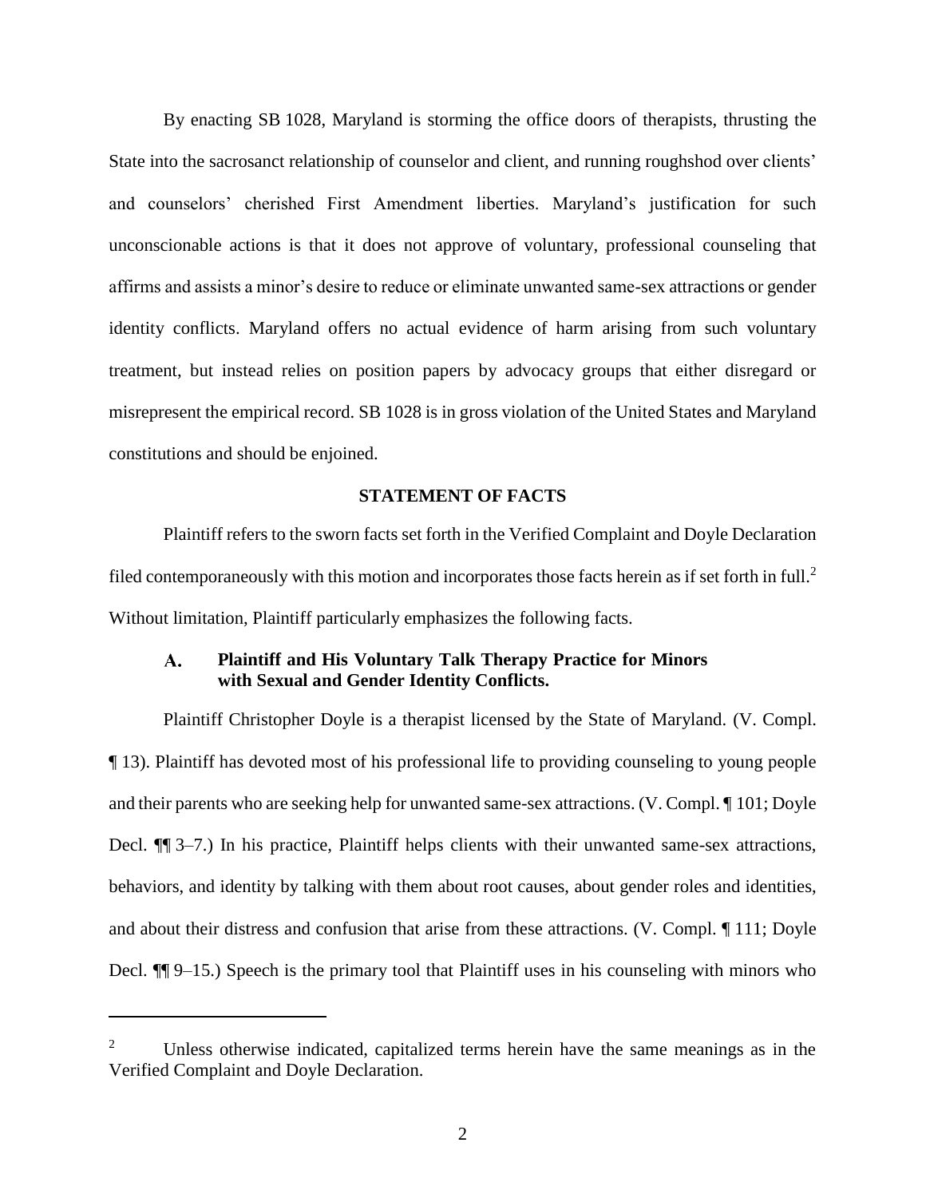By enacting SB 1028, Maryland is storming the office doors of therapists, thrusting the State into the sacrosanct relationship of counselor and client, and running roughshod over clients' and counselors' cherished First Amendment liberties. Maryland's justification for such unconscionable actions is that it does not approve of voluntary, professional counseling that affirms and assists a minor's desire to reduce or eliminate unwanted same-sex attractions or gender identity conflicts. Maryland offers no actual evidence of harm arising from such voluntary treatment, but instead relies on position papers by advocacy groups that either disregard or misrepresent the empirical record. SB 1028 is in gross violation of the United States and Maryland constitutions and should be enjoined.

## STATEMENT OF FACTS

Plaintiff refers to the sworn facts set forth in the Verified Complaint and Doyle Declaration filed contemporaneously with this motion and incorporates those facts herein as if set forth in full.[2] Without limitation, Plaintiff particularly emphasizes the following facts.

### A. Plaintiff and His Voluntary Talk Therapy Practice for Minors with Sexual and Gender Identity Conflicts.

Plaintiff Christopher Doyle is a therapist licensed by the State of Maryland. (V. Compl. ¶ 13). Plaintiff has devoted most of his professional life to providing counseling to young people and their parents who are seeking help for unwanted same-sex attractions. (V. Compl. ¶ 101; Doyle Decl. ¶¶ 3–7.) In his practice, Plaintiff helps clients with their unwanted same-sex attractions, behaviors, and identity by talking with them about root causes, about gender roles and identities, and about their distress and confusion that arise from these attractions. (V. Compl. ¶ 111; Doyle Decl. ¶¶ 9–15.) Speech is the primary tool that Plaintiff uses in his counseling with minors who

---

[2] Unless otherwise indicated, capitalized terms herein have the same meanings as in the Verified Complaint and Doyle Declaration.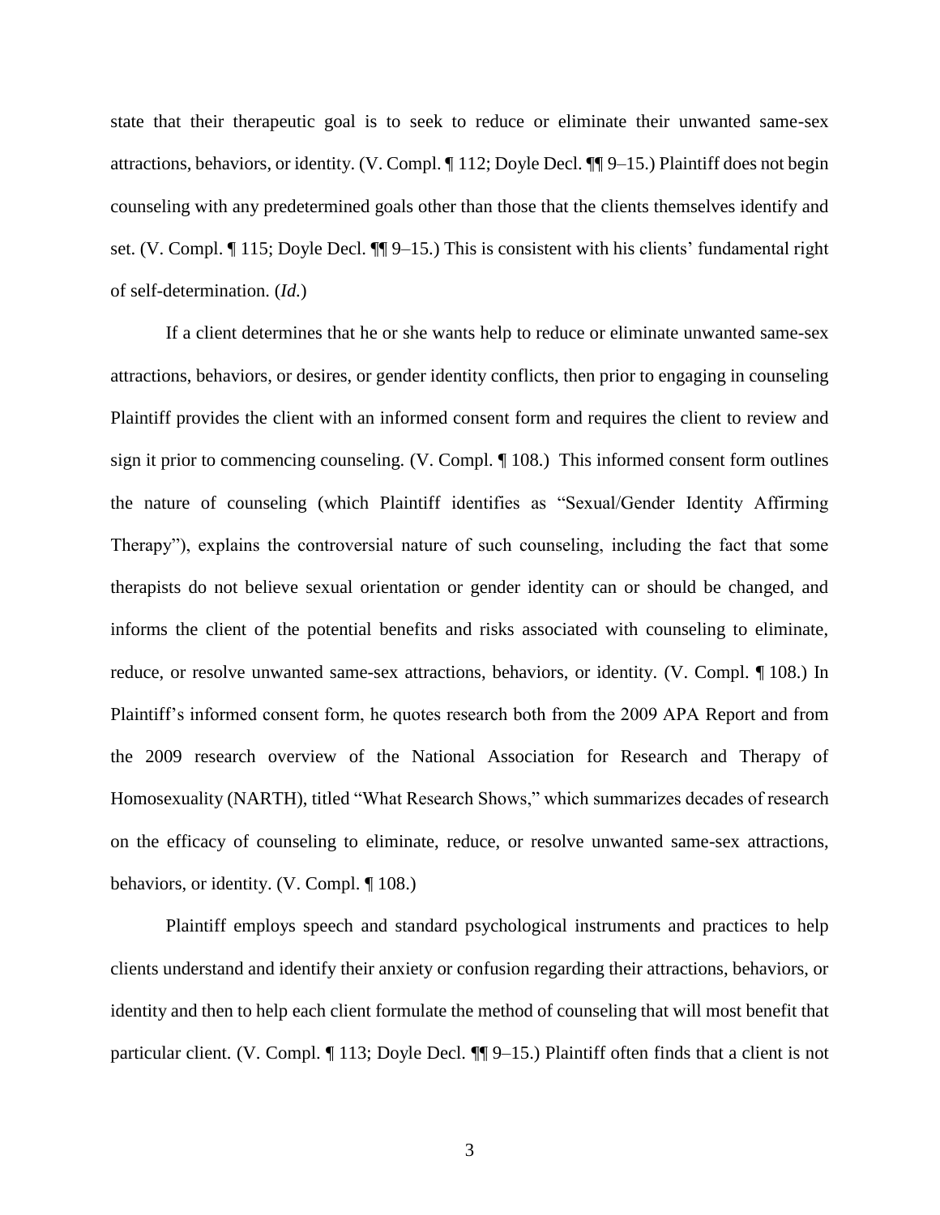state that their therapeutic goal is to seek to reduce or eliminate their unwanted same-sex attractions, behaviors, or identity. (V. Compl. ¶ 112; Doyle Decl. ¶¶ 9–15.) Plaintiff does not begin counseling with any predetermined goals other than those that the clients themselves identify and set. (V. Compl. ¶ 115; Doyle Decl. ¶¶ 9–15.) This is consistent with his clients' fundamental right of self-determination. (*Id.*)

If a client determines that he or she wants help to reduce or eliminate unwanted same-sex attractions, behaviors, or desires, or gender identity conflicts, then prior to engaging in counseling Plaintiff provides the client with an informed consent form and requires the client to review and sign it prior to commencing counseling. (V. Compl. ¶ 108.) This informed consent form outlines the nature of counseling (which Plaintiff identifies as "Sexual/Gender Identity Affirming Therapy"), explains the controversial nature of such counseling, including the fact that some therapists do not believe sexual orientation or gender identity can or should be changed, and informs the client of the potential benefits and risks associated with counseling to eliminate, reduce, or resolve unwanted same-sex attractions, behaviors, or identity. (V. Compl. ¶ 108.) In Plaintiff's informed consent form, he quotes research both from the 2009 APA Report and from the 2009 research overview of the National Association for Research and Therapy of Homosexuality (NARTH), titled "What Research Shows," which summarizes decades of research on the efficacy of counseling to eliminate, reduce, or resolve unwanted same-sex attractions, behaviors, or identity. (V. Compl. ¶ 108.)

Plaintiff employs speech and standard psychological instruments and practices to help clients understand and identify their anxiety or confusion regarding their attractions, behaviors, or identity and then to help each client formulate the method of counseling that will most benefit that particular client. (V. Compl. ¶ 113; Doyle Decl. ¶¶ 9–15.) Plaintiff often finds that a client is not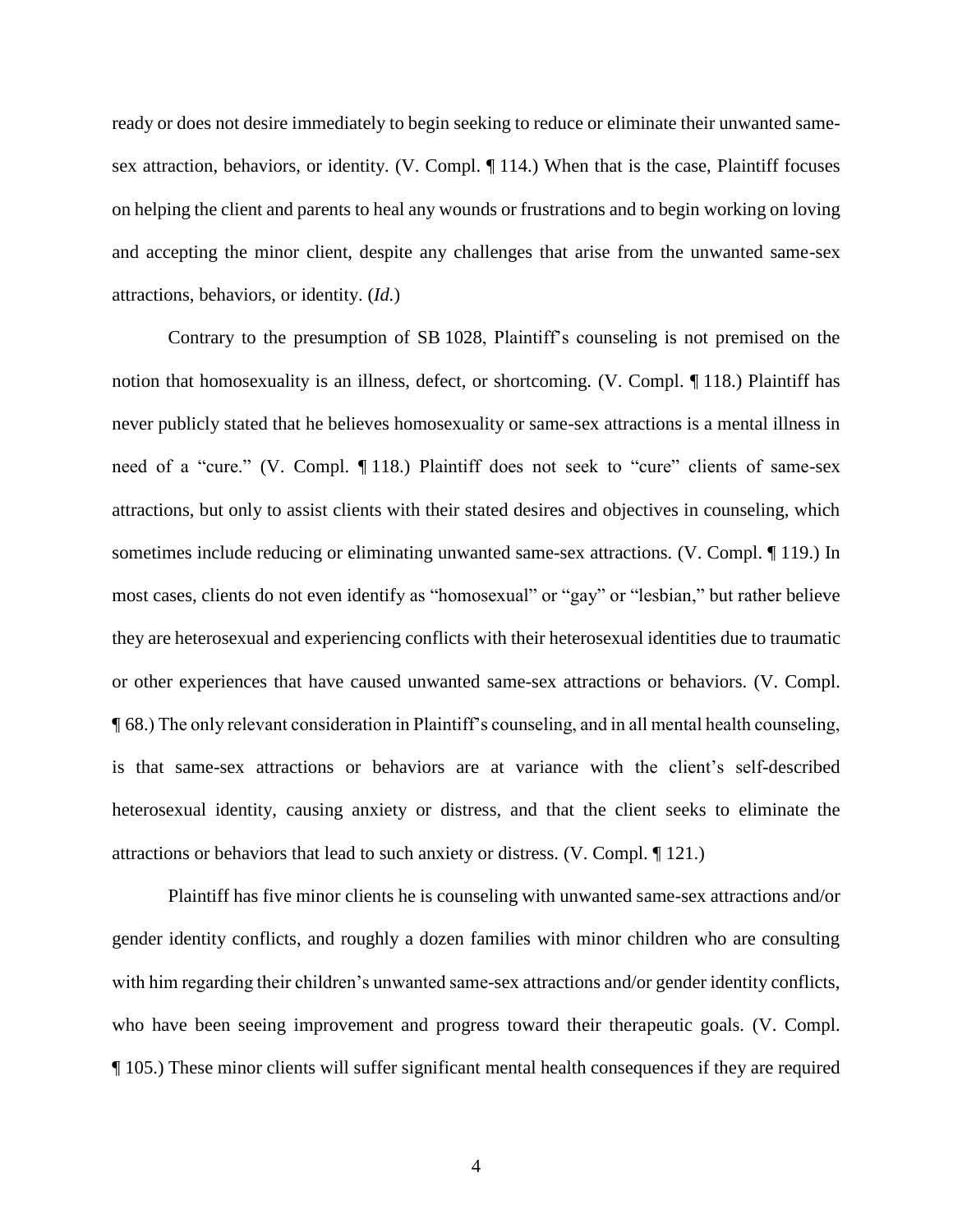ready or does not desire immediately to begin seeking to reduce or eliminate their unwanted same-sex attraction, behaviors, or identity. (V. Compl. ¶ 114.) When that is the case, Plaintiff focuses on helping the client and parents to heal any wounds or frustrations and to begin working on loving and accepting the minor client, despite any challenges that arise from the unwanted same-sex attractions, behaviors, or identity. (*Id.*)

Contrary to the presumption of SB 1028, Plaintiff's counseling is not premised on the notion that homosexuality is an illness, defect, or shortcoming. (V. Compl. ¶ 118.) Plaintiff has never publicly stated that he believes homosexuality or same-sex attractions is a mental illness in need of a "cure." (V. Compl. ¶ 118.) Plaintiff does not seek to "cure" clients of same-sex attractions, but only to assist clients with their stated desires and objectives in counseling, which sometimes include reducing or eliminating unwanted same-sex attractions. (V. Compl. ¶ 119.) In most cases, clients do not even identify as "homosexual" or "gay" or "lesbian," but rather believe they are heterosexual and experiencing conflicts with their heterosexual identities due to traumatic or other experiences that have caused unwanted same-sex attractions or behaviors. (V. Compl. ¶ 68.) The only relevant consideration in Plaintiff's counseling, and in all mental health counseling, is that same-sex attractions or behaviors are at variance with the client's self-described heterosexual identity, causing anxiety or distress, and that the client seeks to eliminate the attractions or behaviors that lead to such anxiety or distress. (V. Compl. ¶ 121.)

Plaintiff has five minor clients he is counseling with unwanted same-sex attractions and/or gender identity conflicts, and roughly a dozen families with minor children who are consulting with him regarding their children's unwanted same-sex attractions and/or gender identity conflicts, who have been seeing improvement and progress toward their therapeutic goals. (V. Compl. ¶ 105.) These minor clients will suffer significant mental health consequences if they are required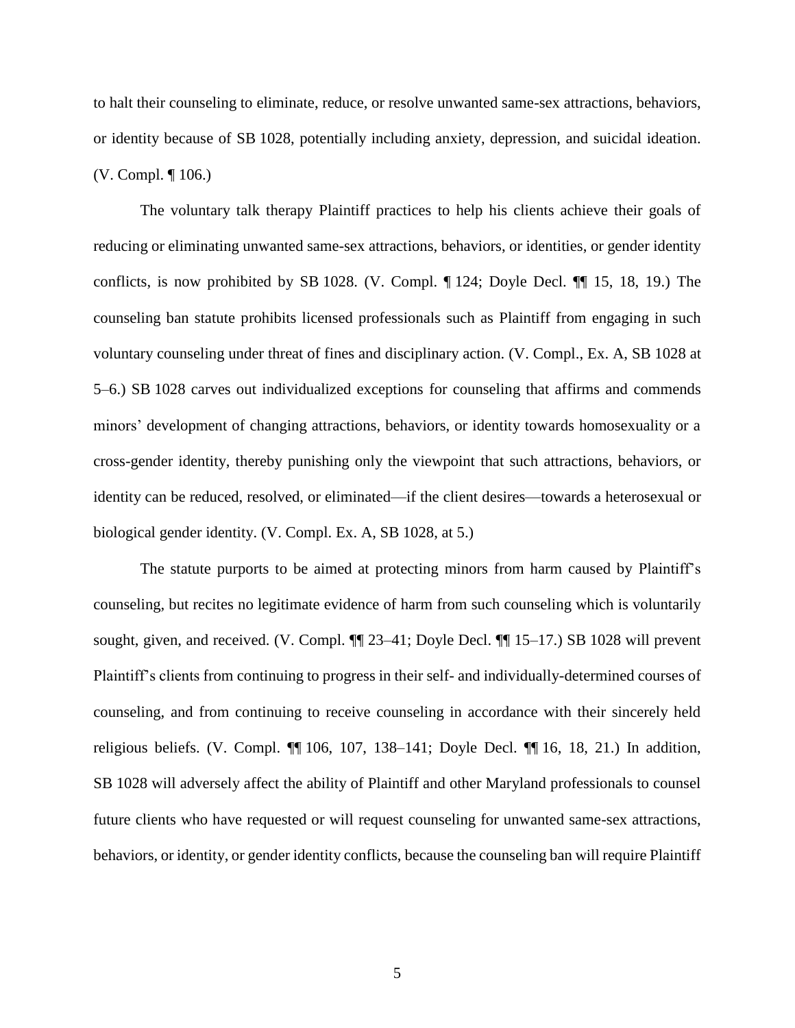to halt their counseling to eliminate, reduce, or resolve unwanted same-sex attractions, behaviors, or identity because of SB 1028, potentially including anxiety, depression, and suicidal ideation. (V. Compl. ¶ 106.)

The voluntary talk therapy Plaintiff practices to help his clients achieve their goals of reducing or eliminating unwanted same-sex attractions, behaviors, or identities, or gender identity conflicts, is now prohibited by SB 1028. (V. Compl. ¶ 124; Doyle Decl. ¶¶ 15, 18, 19.) The counseling ban statute prohibits licensed professionals such as Plaintiff from engaging in such voluntary counseling under threat of fines and disciplinary action. (V. Compl., Ex. A, SB 1028 at 5–6.) SB 1028 carves out individualized exceptions for counseling that affirms and commends minors' development of changing attractions, behaviors, or identity towards homosexuality or a cross-gender identity, thereby punishing only the viewpoint that such attractions, behaviors, or identity can be reduced, resolved, or eliminated—if the client desires—towards a heterosexual or biological gender identity. (V. Compl. Ex. A, SB 1028, at 5.)

The statute purports to be aimed at protecting minors from harm caused by Plaintiff's counseling, but recites no legitimate evidence of harm from such counseling which is voluntarily sought, given, and received. (V. Compl. ¶¶ 23–41; Doyle Decl. ¶¶ 15–17.) SB 1028 will prevent Plaintiff's clients from continuing to progress in their self- and individually-determined courses of counseling, and from continuing to receive counseling in accordance with their sincerely held religious beliefs. (V. Compl. ¶¶ 106, 107, 138–141; Doyle Decl. ¶¶ 16, 18, 21.) In addition, SB 1028 will adversely affect the ability of Plaintiff and other Maryland professionals to counsel future clients who have requested or will request counseling for unwanted same-sex attractions, behaviors, or identity, or gender identity conflicts, because the counseling ban will require Plaintiff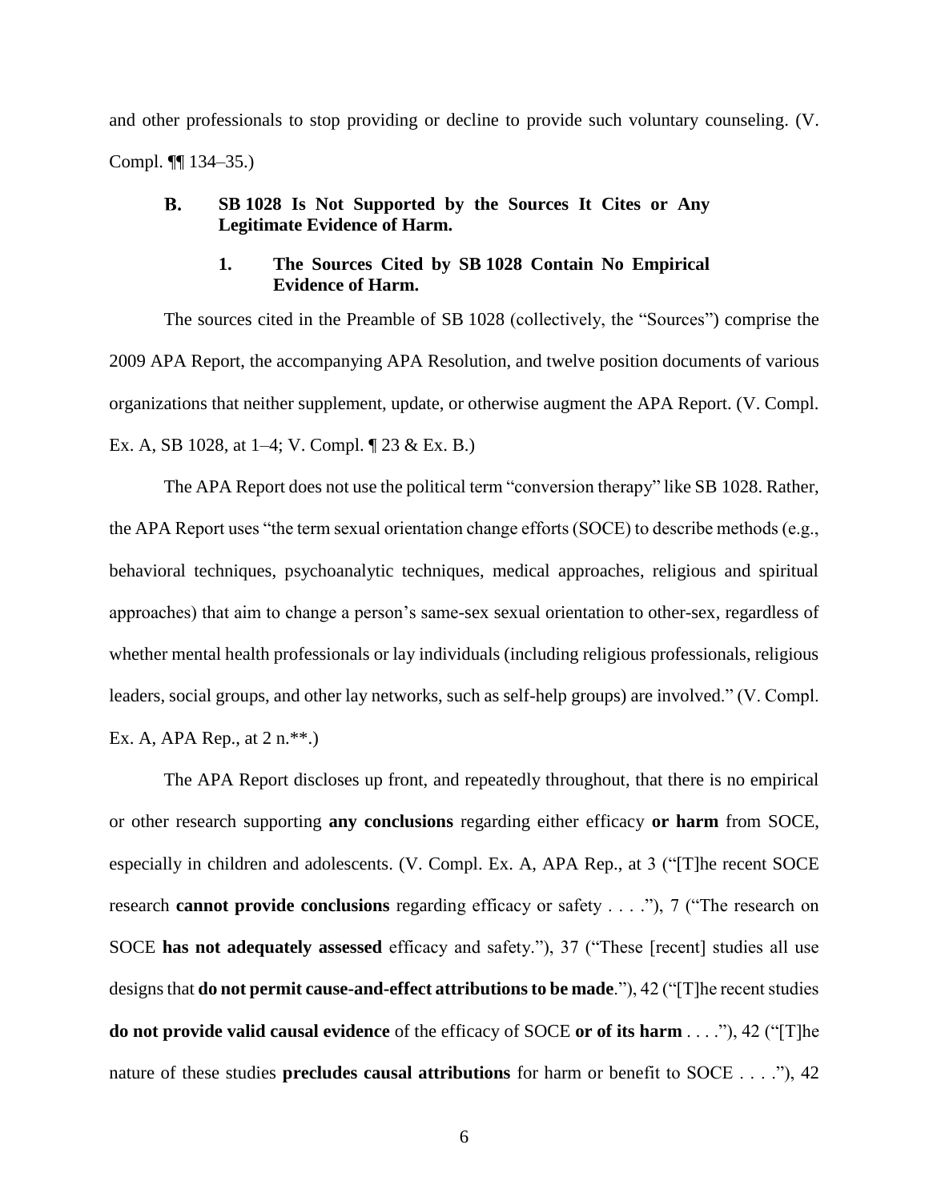and other professionals to stop providing or decline to provide such voluntary counseling. (V. Compl. ¶¶ 134–35.)

### B. SB 1028 Is Not Supported by the Sources It Cites or Any Legitimate Evidence of Harm.

#### 1. The Sources Cited by SB 1028 Contain No Empirical Evidence of Harm.

The sources cited in the Preamble of SB 1028 (collectively, the "Sources") comprise the 2009 APA Report, the accompanying APA Resolution, and twelve position documents of various organizations that neither supplement, update, or otherwise augment the APA Report. (V. Compl. Ex. A, SB 1028, at 1–4; V. Compl. ¶ 23 & Ex. B.)

The APA Report does not use the political term "conversion therapy" like SB 1028. Rather, the APA Report uses "the term sexual orientation change efforts (SOCE) to describe methods (e.g., behavioral techniques, psychoanalytic techniques, medical approaches, religious and spiritual approaches) that aim to change a person's same-sex sexual orientation to other-sex, regardless of whether mental health professionals or lay individuals (including religious professionals, religious leaders, social groups, and other lay networks, such as self-help groups) are involved." (V. Compl. Ex. A, APA Rep., at 2 n.**.)

The APA Report discloses up front, and repeatedly throughout, that there is no empirical or other research supporting **any conclusions** regarding either efficacy **or harm** from SOCE, especially in children and adolescents. (V. Compl. Ex. A, APA Rep., at 3 ("[T]he recent SOCE research **cannot provide conclusions** regarding efficacy or safety . . . ."), 7 ("The research on SOCE **has not adequately assessed** efficacy and safety."), 37 ("These [recent] studies all use designs that **do not permit cause-and-effect attributions to be made**."), 42 ("[T]he recent studies **do not provide valid causal evidence** of the efficacy of SOCE **or of its harm** . . . ."), 42 ("[T]he nature of these studies **precludes causal attributions** for harm or benefit to SOCE . . . ."), 42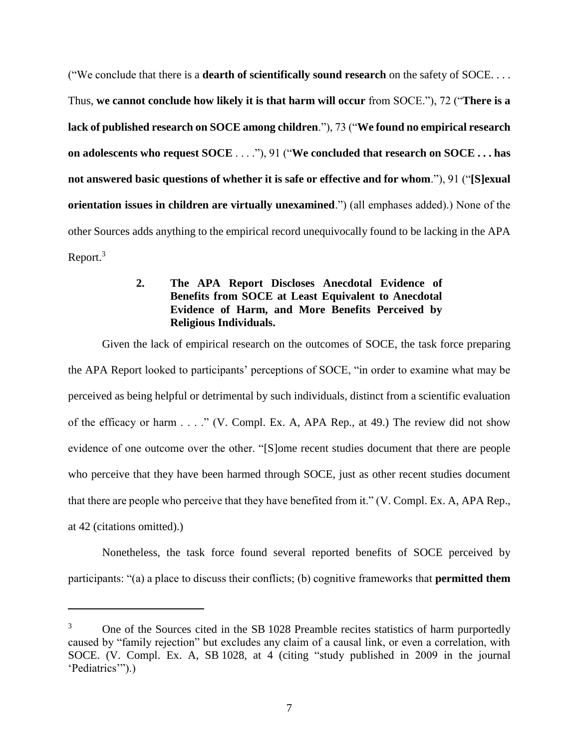("We conclude that there is a **dearth of scientifically sound research** on the safety of SOCE. . . . Thus, **we cannot conclude how likely it is that harm will occur** from SOCE."), 72 ("**There is a lack of published research on SOCE among children**."), 73 ("**We found no empirical research on adolescents who request SOCE** . . . ."), 91 ("**We concluded that research on SOCE . . . has not answered basic questions of whether it is safe or effective and for whom**."), 91 ("**[S]exual orientation issues in children are virtually unexamined**.") (all emphases added).) None of the other Sources adds anything to the empirical record unequivocally found to be lacking in the APA Report.[3]

### 2. The APA Report Discloses Anecdotal Evidence of Benefits from SOCE at Least Equivalent to Anecdotal Evidence of Harm, and More Benefits Perceived by Religious Individuals.

Given the lack of empirical research on the outcomes of SOCE, the task force preparing the APA Report looked to participants' perceptions of SOCE, "in order to examine what may be perceived as being helpful or detrimental by such individuals, distinct from a scientific evaluation of the efficacy or harm . . . ." (V. Compl. Ex. A, APA Rep., at 49.) The review did not show evidence of one outcome over the other. "[S]ome recent studies document that there are people who perceive that they have been harmed through SOCE, just as other recent studies document that there are people who perceive that they have benefited from it." (V. Compl. Ex. A, APA Rep., at 42 (citations omitted).)

Nonetheless, the task force found several reported benefits of SOCE perceived by participants: "(a) a place to discuss their conflicts; (b) cognitive frameworks that **permitted them**

---

[3] One of the Sources cited in the SB 1028 Preamble recites statistics of harm purportedly caused by "family rejection" but excludes any claim of a causal link, or even a correlation, with SOCE. (V. Compl. Ex. A, SB 1028, at 4 (citing "study published in 2009 in the journal 'Pediatrics'").)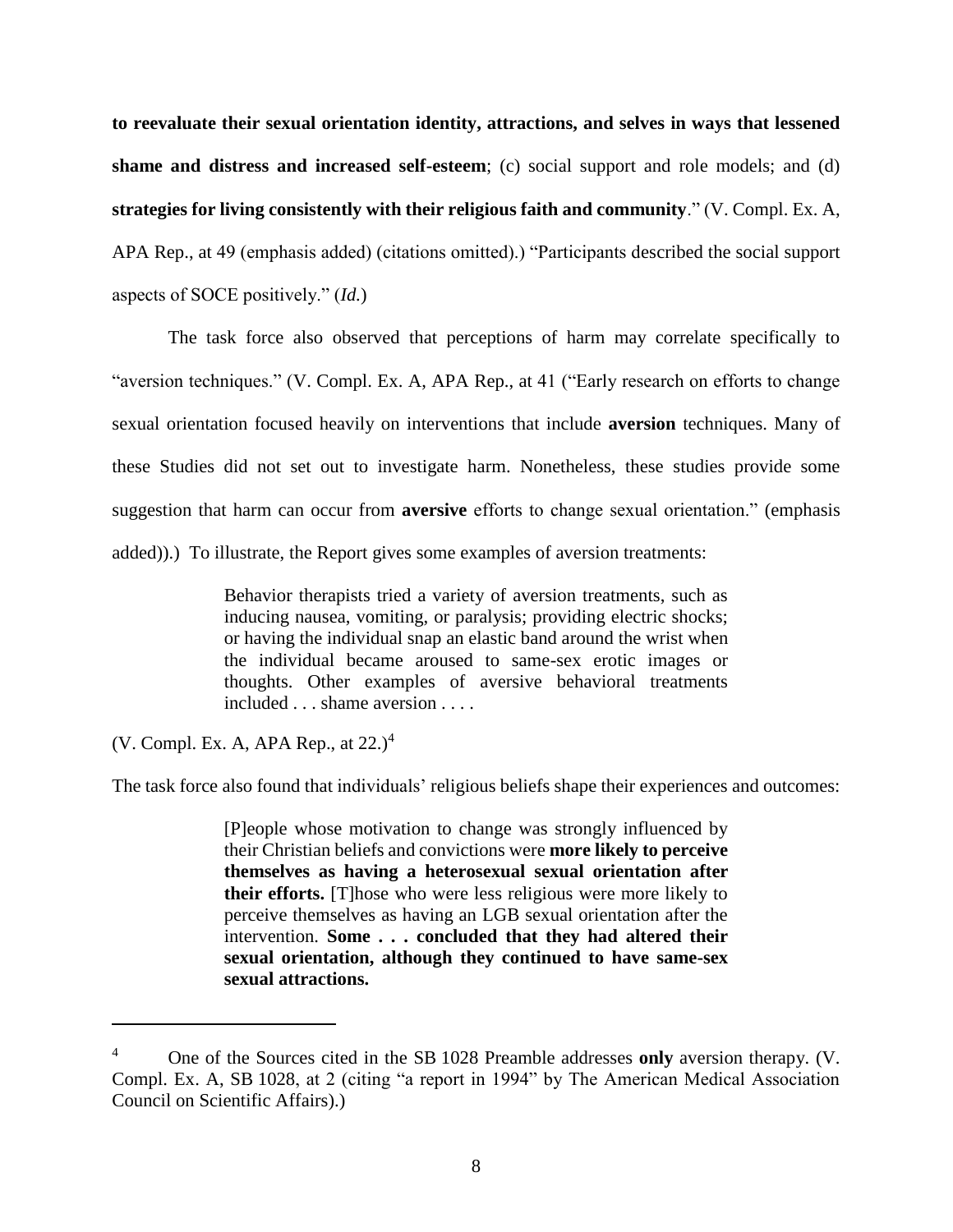**to reevaluate their sexual orientation identity, attractions, and selves in ways that lessened shame and distress and increased self-esteem**; (c) social support and role models; and (d) **strategies for living consistently with their religious faith and community**." (V. Compl. Ex. A, APA Rep., at 49 (emphasis added) (citations omitted).) "Participants described the social support aspects of SOCE positively." (*Id.*)

The task force also observed that perceptions of harm may correlate specifically to "aversion techniques." (V. Compl. Ex. A, APA Rep., at 41 ("Early research on efforts to change sexual orientation focused heavily on interventions that include **aversion** techniques. Many of these Studies did not set out to investigate harm. Nonetheless, these studies provide some suggestion that harm can occur from **aversive** efforts to change sexual orientation." (emphasis added)).) To illustrate, the Report gives some examples of aversion treatments:

> Behavior therapists tried a variety of aversion treatments, such as inducing nausea, vomiting, or paralysis; providing electric shocks; or having the individual snap an elastic band around the wrist when the individual became aroused to same-sex erotic images or thoughts. Other examples of aversive behavioral treatments included . . . shame aversion . . . .

(V. Compl. Ex. A, APA Rep., at 22.)[4]

The task force also found that individuals' religious beliefs shape their experiences and outcomes:

> [P]eople whose motivation to change was strongly influenced by their Christian beliefs and convictions were **more likely to perceive themselves as having a heterosexual sexual orientation after their efforts.** [T]hose who were less religious were more likely to perceive themselves as having an LGB sexual orientation after the intervention. **Some . . . concluded that they had altered their sexual orientation, although they continued to have same-sex sexual attractions.**

---

[4] One of the Sources cited in the SB 1028 Preamble addresses **only** aversion therapy. (V. Compl. Ex. A, SB 1028, at 2 (citing "a report in 1994" by The American Medical Association Council on Scientific Affairs).)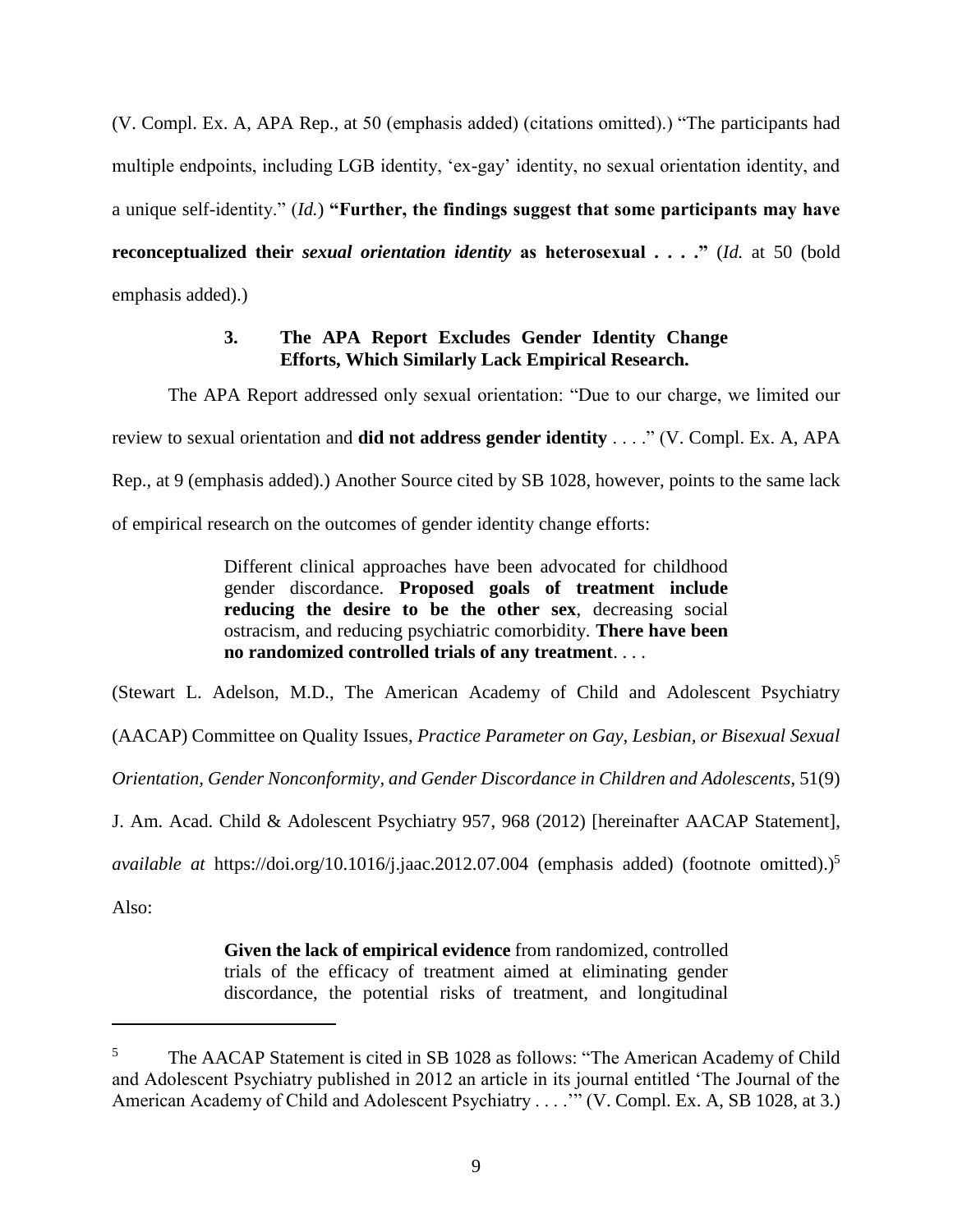(V. Compl. Ex. A, APA Rep., at 50 (emphasis added) (citations omitted).) "The participants had multiple endpoints, including LGB identity, 'ex-gay' identity, no sexual orientation identity, and a unique self-identity." (*Id.*) **"Further, the findings suggest that some participants may have reconceptualized their *sexual orientation identity* as heterosexual . . . ."** (*Id.* at 50 (bold emphasis added).)

### 3. The APA Report Excludes Gender Identity Change Efforts, Which Similarly Lack Empirical Research.

The APA Report addressed only sexual orientation: "Due to our charge, we limited our review to sexual orientation and **did not address gender identity** . . . ." (V. Compl. Ex. A, APA Rep., at 9 (emphasis added).) Another Source cited by SB 1028, however, points to the same lack of empirical research on the outcomes of gender identity change efforts:

> Different clinical approaches have been advocated for childhood gender discordance. **Proposed goals of treatment include reducing the desire to be the other sex**, decreasing social ostracism, and reducing psychiatric comorbidity. **There have been no randomized controlled trials of any treatment**. . . .

(Stewart L. Adelson, M.D., The American Academy of Child and Adolescent Psychiatry (AACAP) Committee on Quality Issues, *Practice Parameter on Gay, Lesbian, or Bisexual Sexual Orientation, Gender Nonconformity, and Gender Discordance in Children and Adolescents*, 51(9) J. Am. Acad. Child & Adolescent Psychiatry 957, 968 (2012) [hereinafter AACAP Statement], *available at* https://doi.org/10.1016/j.jaac.2012.07.004 (emphasis added) (footnote omitted).)[5]

Also:

> **Given the lack of empirical evidence** from randomized, controlled trials of the efficacy of treatment aimed at eliminating gender discordance, the potential risks of treatment, and longitudinal

---

[5] The AACAP Statement is cited in SB 1028 as follows: "The American Academy of Child and Adolescent Psychiatry published in 2012 an article in its journal entitled 'The Journal of the American Academy of Child and Adolescent Psychiatry . . . .'" (V. Compl. Ex. A, SB 1028, at 3.)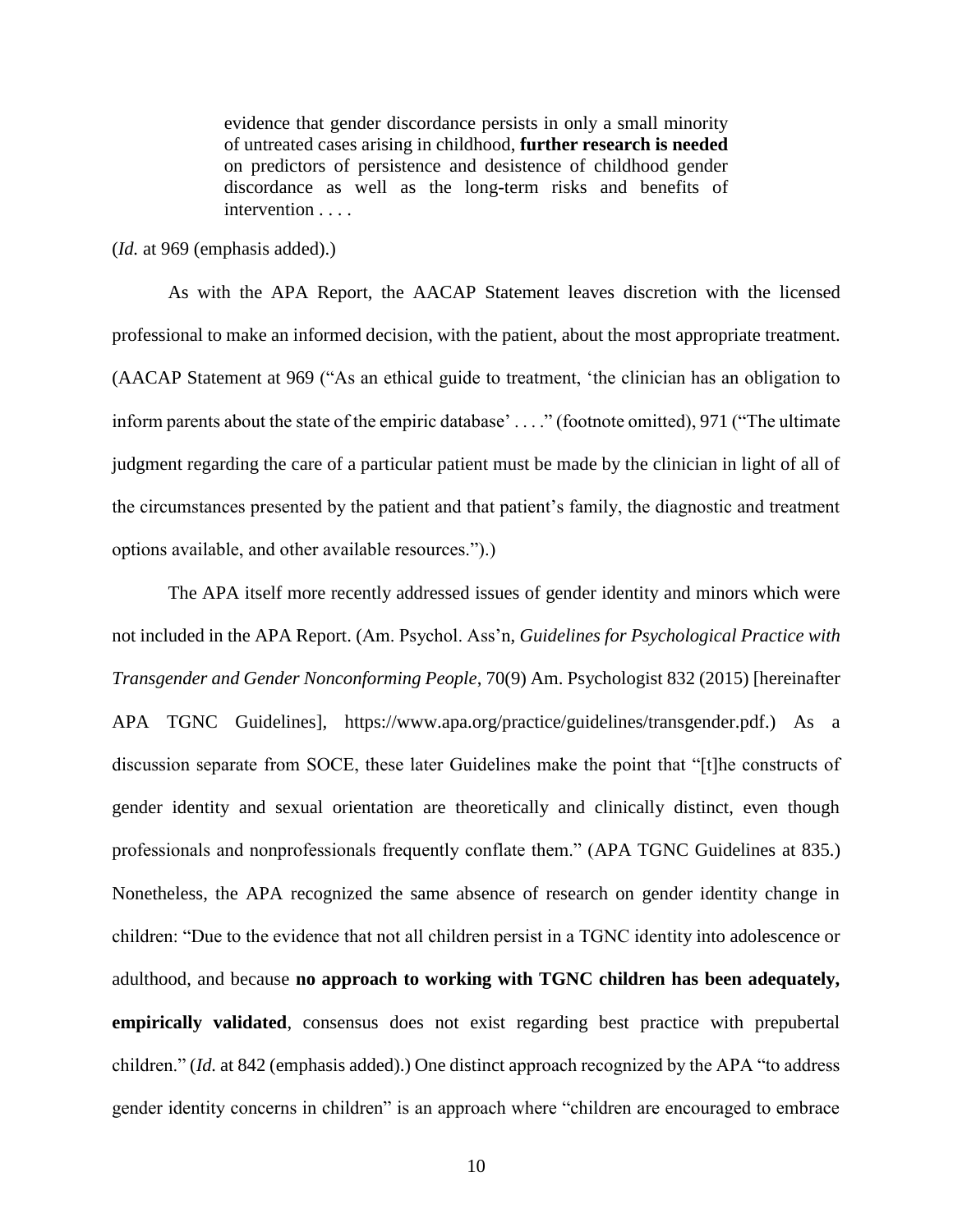> evidence that gender discordance persists in only a small minority of untreated cases arising in childhood, **further research is needed** on predictors of persistence and desistence of childhood gender discordance as well as the long-term risks and benefits of intervention . . . .

(*Id.* at 969 (emphasis added).)

As with the APA Report, the AACAP Statement leaves discretion with the licensed professional to make an informed decision, with the patient, about the most appropriate treatment. (AACAP Statement at 969 ("As an ethical guide to treatment, 'the clinician has an obligation to inform parents about the state of the empiric database' . . . ." (footnote omitted), 971 ("The ultimate judgment regarding the care of a particular patient must be made by the clinician in light of all of the circumstances presented by the patient and that patient's family, the diagnostic and treatment options available, and other available resources.").)

The APA itself more recently addressed issues of gender identity and minors which were not included in the APA Report. (Am. Psychol. Ass'n, *Guidelines for Psychological Practice with Transgender and Gender Nonconforming People*, 70(9) Am. Psychologist 832 (2015) [hereinafter APA TGNC Guidelines], https://www.apa.org/practice/guidelines/transgender.pdf.) As a discussion separate from SOCE, these later Guidelines make the point that "[t]he constructs of gender identity and sexual orientation are theoretically and clinically distinct, even though professionals and nonprofessionals frequently conflate them." (APA TGNC Guidelines at 835.) Nonetheless, the APA recognized the same absence of research on gender identity change in children: "Due to the evidence that not all children persist in a TGNC identity into adolescence or adulthood, and because **no approach to working with TGNC children has been adequately, empirically validated**, consensus does not exist regarding best practice with prepubertal children." (*Id.* at 842 (emphasis added).) One distinct approach recognized by the APA "to address gender identity concerns in children" is an approach where "children are encouraged to embrace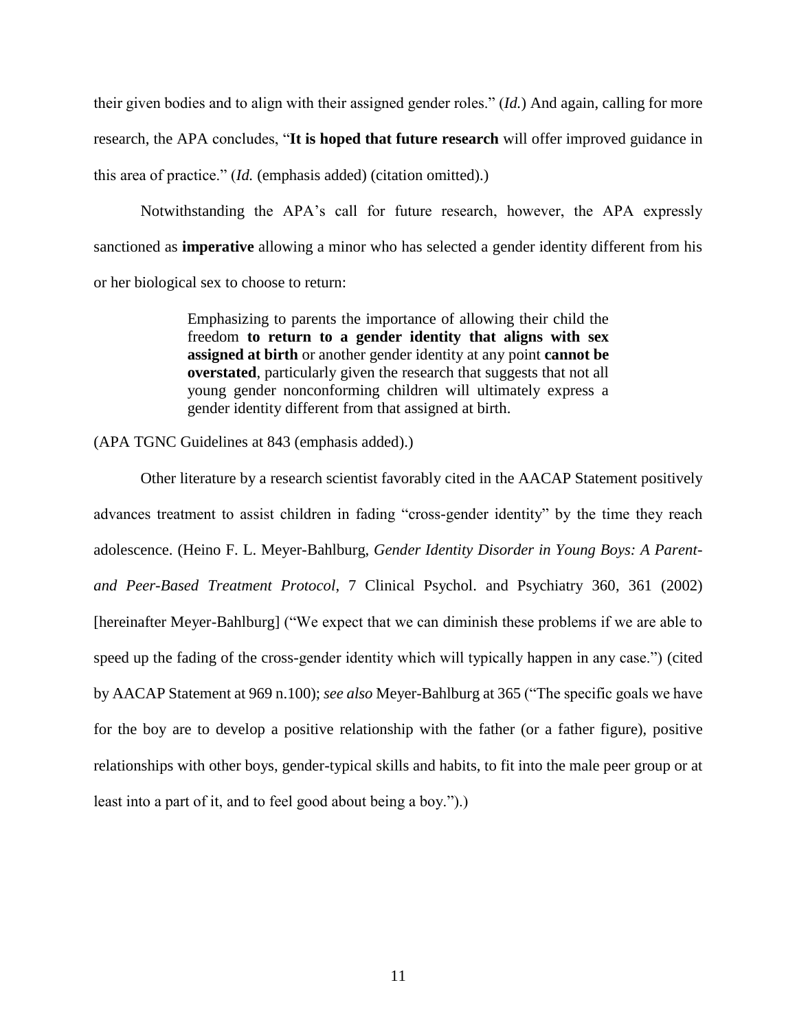their given bodies and to align with their assigned gender roles." (*Id.*) And again, calling for more research, the APA concludes, "**It is hoped that future research** will offer improved guidance in this area of practice." (*Id.* (emphasis added) (citation omitted).)

Notwithstanding the APA's call for future research, however, the APA expressly sanctioned as **imperative** allowing a minor who has selected a gender identity different from his or her biological sex to choose to return:

> Emphasizing to parents the importance of allowing their child the freedom **to return to a gender identity that aligns with sex assigned at birth** or another gender identity at any point **cannot be overstated**, particularly given the research that suggests that not all young gender nonconforming children will ultimately express a gender identity different from that assigned at birth.

(APA TGNC Guidelines at 843 (emphasis added).)

Other literature by a research scientist favorably cited in the AACAP Statement positively advances treatment to assist children in fading "cross-gender identity" by the time they reach adolescence. (Heino F. L. Meyer-Bahlburg, *Gender Identity Disorder in Young Boys: A Parent- and Peer-Based Treatment Protocol*, 7 Clinical Psychol. and Psychiatry 360, 361 (2002) [hereinafter Meyer-Bahlburg] ("We expect that we can diminish these problems if we are able to speed up the fading of the cross-gender identity which will typically happen in any case.") (cited by AACAP Statement at 969 n.100); *see also* Meyer-Bahlburg at 365 ("The specific goals we have for the boy are to develop a positive relationship with the father (or a father figure), positive relationships with other boys, gender-typical skills and habits, to fit into the male peer group or at least into a part of it, and to feel good about being a boy.").)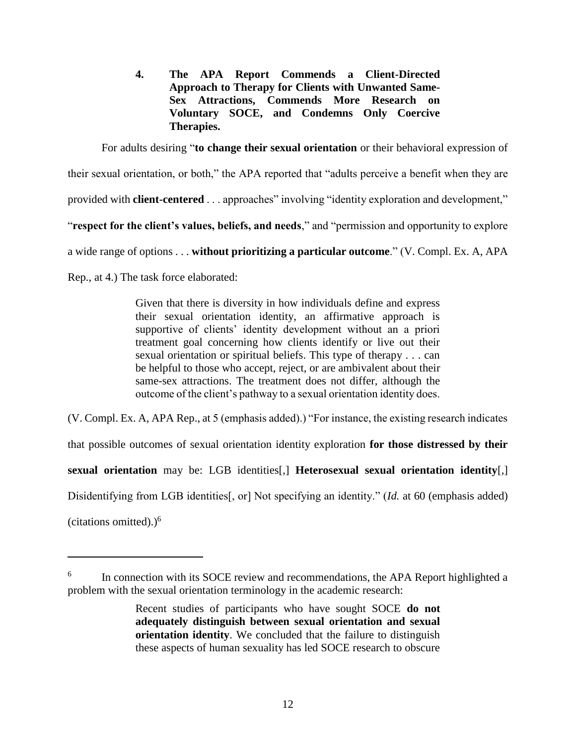#### 4. The APA Report Commends a Client-Directed Approach to Therapy for Clients with Unwanted Same-Sex Attractions, Commends More Research on Voluntary SOCE, and Condemns Only Coercive Therapies.

For adults desiring "**to change their sexual orientation** or their behavioral expression of their sexual orientation, or both," the APA reported that "adults perceive a benefit when they are provided with **client-centered** . . . approaches" involving "identity exploration and development," "**respect for the client's values, beliefs, and needs**," and "permission and opportunity to explore a wide range of options . . . **without prioritizing a particular outcome**." (V. Compl. Ex. A, APA Rep., at 4.) The task force elaborated:

> Given that there is diversity in how individuals define and express their sexual orientation identity, an affirmative approach is supportive of clients' identity development without an a priori treatment goal concerning how clients identify or live out their sexual orientation or spiritual beliefs. This type of therapy . . . can be helpful to those who accept, reject, or are ambivalent about their same-sex attractions. The treatment does not differ, although the outcome of the client's pathway to a sexual orientation identity does.

(V. Compl. Ex. A, APA Rep., at 5 (emphasis added).) "For instance, the existing research indicates that possible outcomes of sexual orientation identity exploration **for those distressed by their sexual orientation** may be: LGB identities[,] **Heterosexual sexual orientation identity**[,] Disidentifying from LGB identities[, or] Not specifying an identity." (*Id.* at 60 (emphasis added) (citations omitted).)[6]

---

[6] In connection with its SOCE review and recommendations, the APA Report highlighted a problem with the sexual orientation terminology in the academic research:

> Recent studies of participants who have sought SOCE **do not adequately distinguish between sexual orientation and sexual orientation identity**. We concluded that the failure to distinguish these aspects of human sexuality has led SOCE research to obscure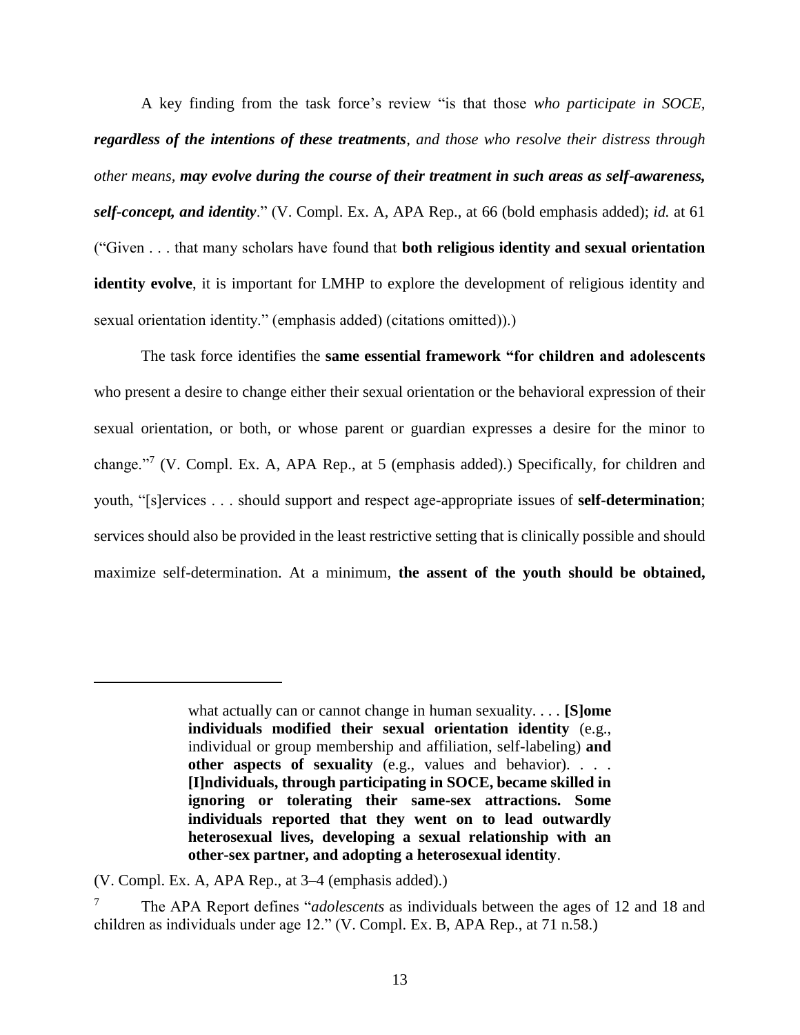A key finding from the task force's review "is that those *who participate in SOCE, **regardless of the intentions of these treatments**, and those who resolve their distress through other means, **may evolve during the course of their treatment in such areas as self-awareness, self-concept, and identity***." (V. Compl. Ex. A, APA Rep., at 66 (bold emphasis added); *id.* at 61 ("Given . . . that many scholars have found that **both religious identity and sexual orientation identity evolve**, it is important for LMHP to explore the development of religious identity and sexual orientation identity." (emphasis added) (citations omitted)).)

The task force identifies the **same essential framework "for children and adolescents** who present a desire to change either their sexual orientation or the behavioral expression of their sexual orientation, or both, or whose parent or guardian expresses a desire for the minor to change."[7] (V. Compl. Ex. A, APA Rep., at 5 (emphasis added).) Specifically, for children and youth, "[s]ervices . . . should support and respect age-appropriate issues of **self-determination**; services should also be provided in the least restrictive setting that is clinically possible and should maximize self-determination. At a minimum, **the assent of the youth should be obtained,**

---

> what actually can or cannot change in human sexuality. . . . **[S]ome individuals modified their sexual orientation identity** (e.g., individual or group membership and affiliation, self-labeling) **and other aspects of sexuality** (e.g., values and behavior). . . . **[I]ndividuals, through participating in SOCE, became skilled in ignoring or tolerating their same-sex attractions. Some individuals reported that they went on to lead outwardly heterosexual lives, developing a sexual relationship with an other-sex partner, and adopting a heterosexual identity**.

(V. Compl. Ex. A, APA Rep., at 3–4 (emphasis added).)

[7] The APA Report defines "*adolescents* as individuals between the ages of 12 and 18 and children as individuals under age 12." (V. Compl. Ex. B, APA Rep., at 71 n.58.)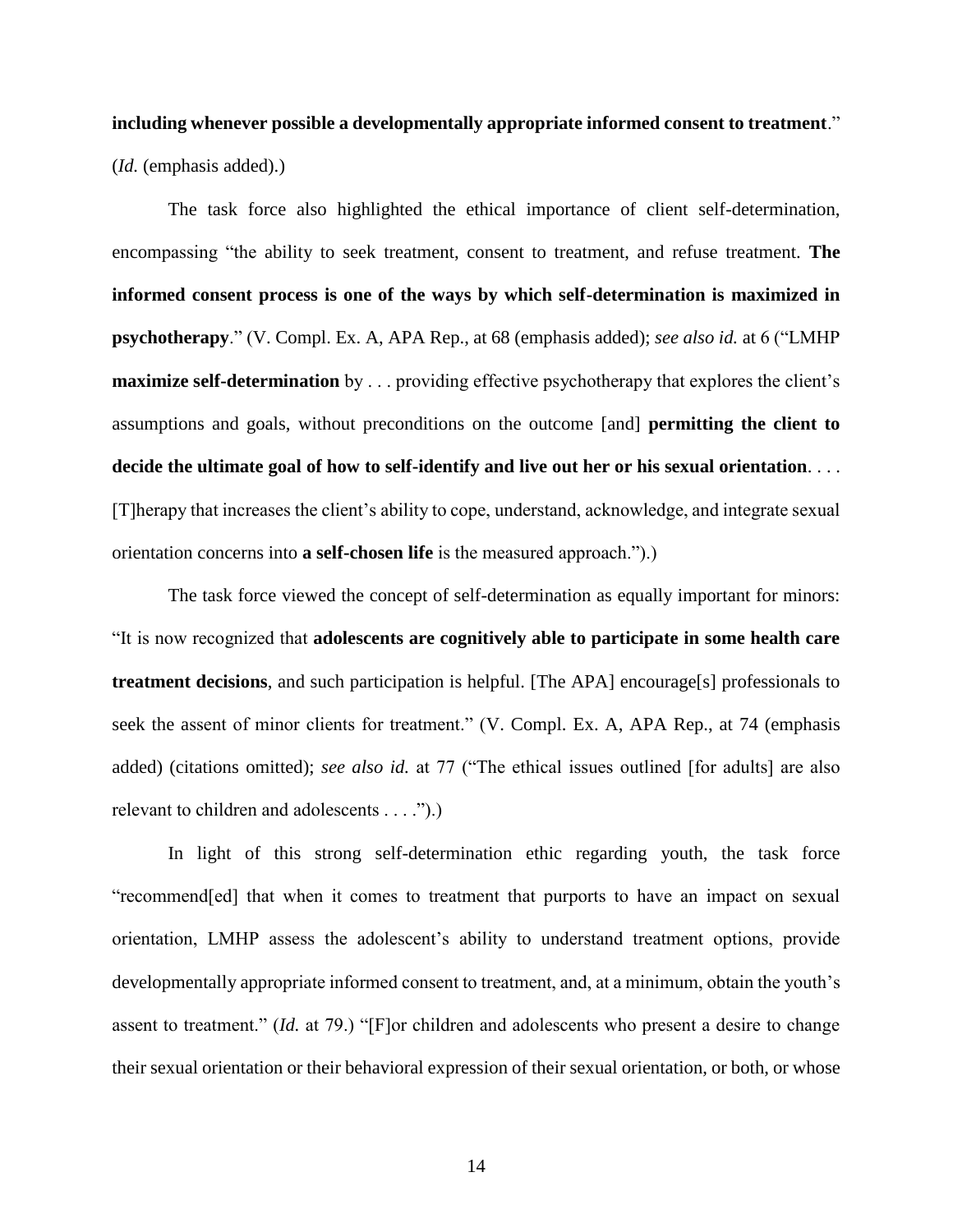**including whenever possible a developmentally appropriate informed consent to treatment**." (*Id.* (emphasis added).)

The task force also highlighted the ethical importance of client self-determination, encompassing "the ability to seek treatment, consent to treatment, and refuse treatment. **The informed consent process is one of the ways by which self-determination is maximized in psychotherapy**." (V. Compl. Ex. A, APA Rep., at 68 (emphasis added); *see also id.* at 6 ("LMHP **maximize self-determination** by . . . providing effective psychotherapy that explores the client's assumptions and goals, without preconditions on the outcome [and] **permitting the client to decide the ultimate goal of how to self-identify and live out her or his sexual orientation**. . . . [T]herapy that increases the client's ability to cope, understand, acknowledge, and integrate sexual orientation concerns into **a self-chosen life** is the measured approach.").)

The task force viewed the concept of self-determination as equally important for minors: "It is now recognized that **adolescents are cognitively able to participate in some health care treatment decisions**, and such participation is helpful. [The APA] encourage[s] professionals to seek the assent of minor clients for treatment." (V. Compl. Ex. A, APA Rep., at 74 (emphasis added) (citations omitted); *see also id.* at 77 ("The ethical issues outlined [for adults] are also relevant to children and adolescents . . . .").)

In light of this strong self-determination ethic regarding youth, the task force "recommend[ed] that when it comes to treatment that purports to have an impact on sexual orientation, LMHP assess the adolescent's ability to understand treatment options, provide developmentally appropriate informed consent to treatment, and, at a minimum, obtain the youth's assent to treatment." (*Id.* at 79.) "[F]or children and adolescents who present a desire to change their sexual orientation or their behavioral expression of their sexual orientation, or both, or whose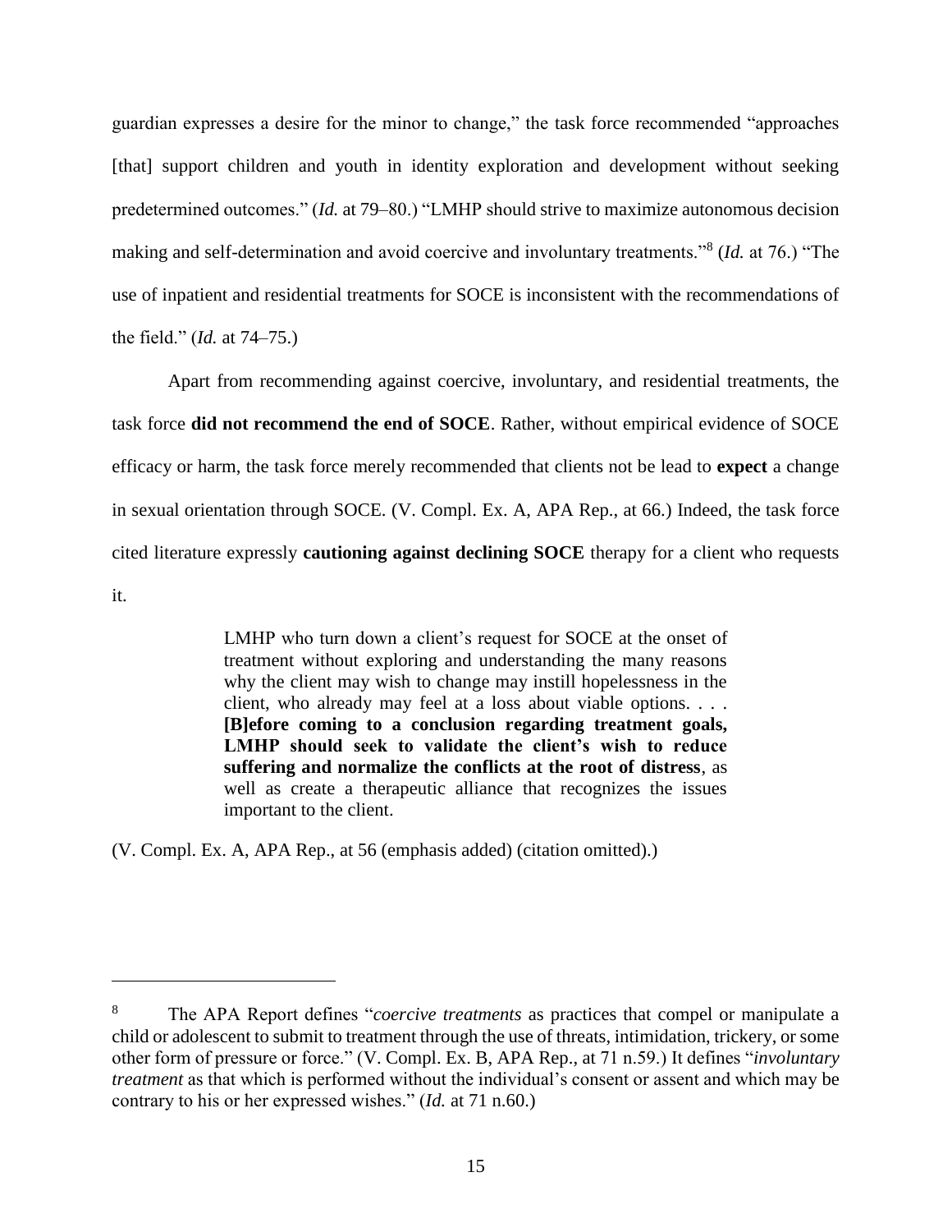guardian expresses a desire for the minor to change," the task force recommended "approaches [that] support children and youth in identity exploration and development without seeking predetermined outcomes." (*Id.* at 79–80.) "LMHP should strive to maximize autonomous decision making and self-determination and avoid coercive and involuntary treatments."[8] (*Id.* at 76.) "The use of inpatient and residential treatments for SOCE is inconsistent with the recommendations of the field." (*Id.* at 74–75.)

Apart from recommending against coercive, involuntary, and residential treatments, the task force **did not recommend the end of SOCE**. Rather, without empirical evidence of SOCE efficacy or harm, the task force merely recommended that clients not be lead to **expect** a change in sexual orientation through SOCE. (V. Compl. Ex. A, APA Rep., at 66.) Indeed, the task force cited literature expressly **cautioning against declining SOCE** therapy for a client who requests it.

> LMHP who turn down a client's request for SOCE at the onset of treatment without exploring and understanding the many reasons why the client may wish to change may instill hopelessness in the client, who already may feel at a loss about viable options. . . . **[B]efore coming to a conclusion regarding treatment goals, LMHP should seek to validate the client's wish to reduce suffering and normalize the conflicts at the root of distress**, as well as create a therapeutic alliance that recognizes the issues important to the client.

(V. Compl. Ex. A, APA Rep., at 56 (emphasis added) (citation omitted).)

---

[8] The APA Report defines "*coercive treatments* as practices that compel or manipulate a child or adolescent to submit to treatment through the use of threats, intimidation, trickery, or some other form of pressure or force." (V. Compl. Ex. B, APA Rep., at 71 n.59.) It defines "*involuntary treatment* as that which is performed without the individual's consent or assent and which may be contrary to his or her expressed wishes." (*Id.* at 71 n.60.)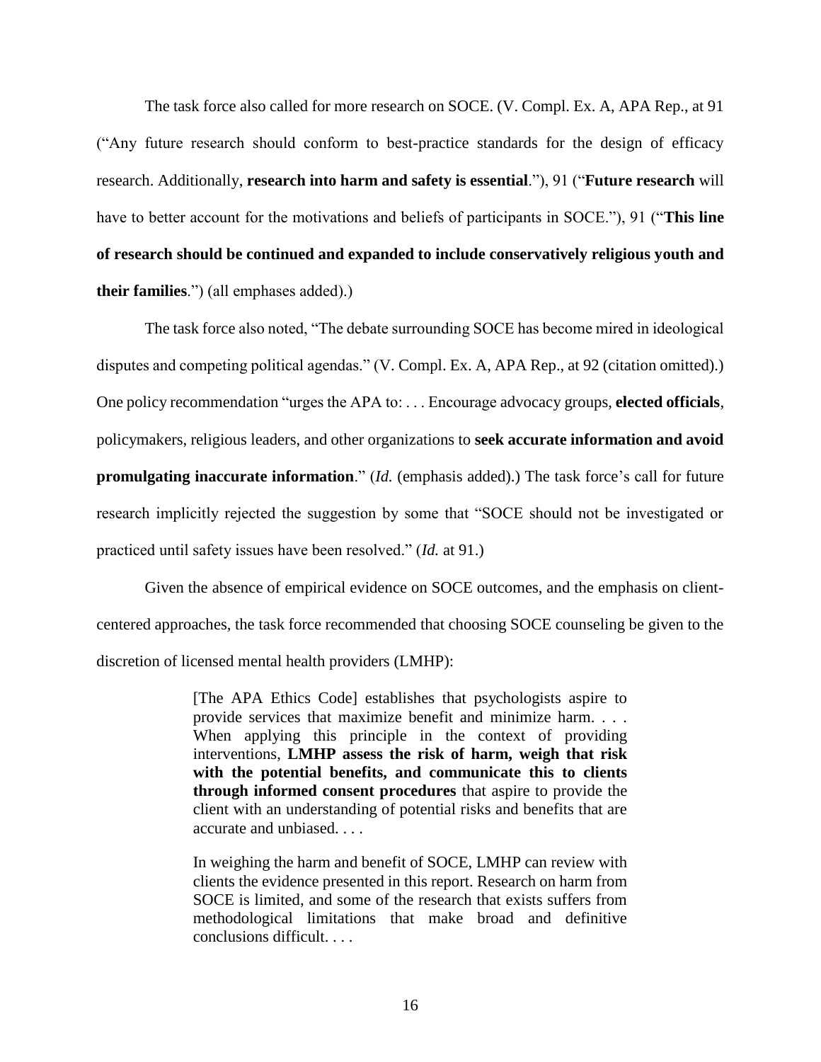The task force also called for more research on SOCE. (V. Compl. Ex. A, APA Rep., at 91 ("Any future research should conform to best-practice standards for the design of efficacy research. Additionally, **research into harm and safety is essential**."), 91 ("**Future research** will have to better account for the motivations and beliefs of participants in SOCE."), 91 ("**This line of research should be continued and expanded to include conservatively religious youth and their families**.") (all emphases added).)

The task force also noted, "The debate surrounding SOCE has become mired in ideological disputes and competing political agendas." (V. Compl. Ex. A, APA Rep., at 92 (citation omitted).) One policy recommendation "urges the APA to: . . . Encourage advocacy groups, **elected officials**, policymakers, religious leaders, and other organizations to **seek accurate information and avoid promulgating inaccurate information**." (*Id.* (emphasis added).) The task force's call for future research implicitly rejected the suggestion by some that "SOCE should not be investigated or practiced until safety issues have been resolved." (*Id.* at 91.)

Given the absence of empirical evidence on SOCE outcomes, and the emphasis on client-centered approaches, the task force recommended that choosing SOCE counseling be given to the discretion of licensed mental health providers (LMHP):

> [The APA Ethics Code] establishes that psychologists aspire to provide services that maximize benefit and minimize harm. . . . When applying this principle in the context of providing interventions, **LMHP assess the risk of harm, weigh that risk with the potential benefits, and communicate this to clients through informed consent procedures** that aspire to provide the client with an understanding of potential risks and benefits that are accurate and unbiased. . . .
>
> In weighing the harm and benefit of SOCE, LMHP can review with clients the evidence presented in this report. Research on harm from SOCE is limited, and some of the research that exists suffers from methodological limitations that make broad and definitive conclusions difficult. . . .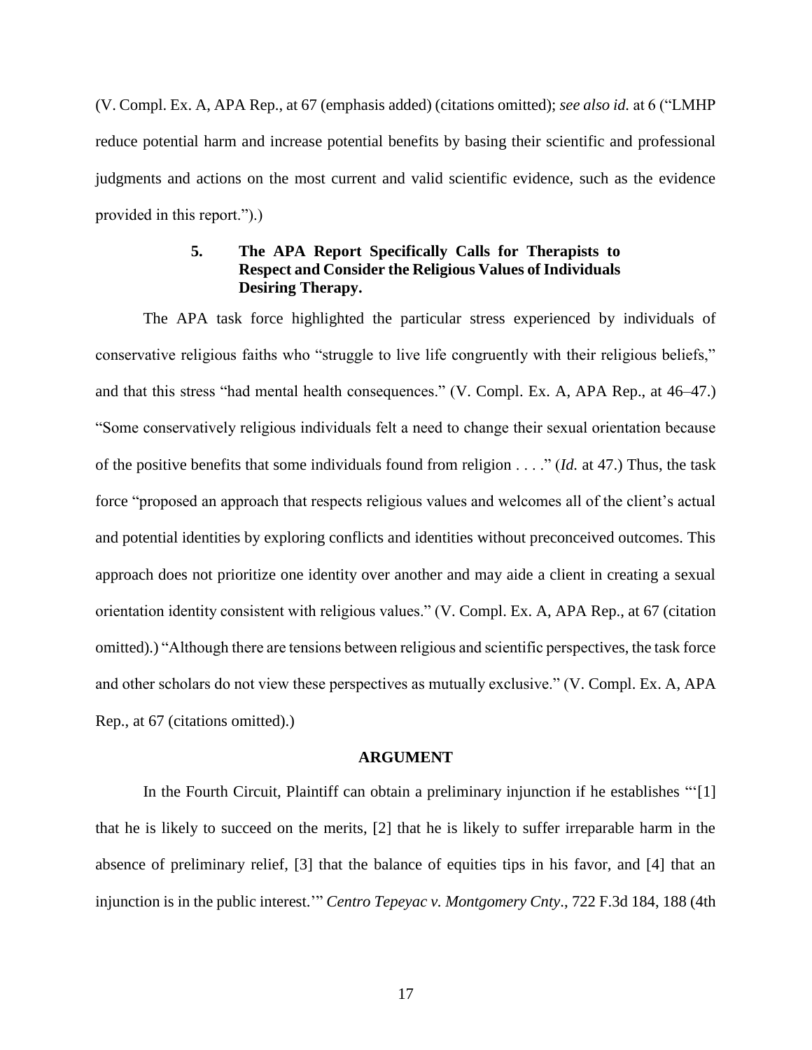(V. Compl. Ex. A, APA Rep., at 67 (emphasis added) (citations omitted); *see also id.* at 6 ("LMHP reduce potential harm and increase potential benefits by basing their scientific and professional judgments and actions on the most current and valid scientific evidence, such as the evidence provided in this report.").)

### 5. The APA Report Specifically Calls for Therapists to Respect and Consider the Religious Values of Individuals Desiring Therapy.

The APA task force highlighted the particular stress experienced by individuals of conservative religious faiths who "struggle to live life congruently with their religious beliefs," and that this stress "had mental health consequences." (V. Compl. Ex. A, APA Rep., at 46–47.) "Some conservatively religious individuals felt a need to change their sexual orientation because of the positive benefits that some individuals found from religion . . . ." (*Id.* at 47.) Thus, the task force "proposed an approach that respects religious values and welcomes all of the client's actual and potential identities by exploring conflicts and identities without preconceived outcomes. This approach does not prioritize one identity over another and may aide a client in creating a sexual orientation identity consistent with religious values." (V. Compl. Ex. A, APA Rep., at 67 (citation omitted).) "Although there are tensions between religious and scientific perspectives, the task force and other scholars do not view these perspectives as mutually exclusive." (V. Compl. Ex. A, APA Rep., at 67 (citations omitted).)

## ARGUMENT

In the Fourth Circuit, Plaintiff can obtain a preliminary injunction if he establishes "'[1] that he is likely to succeed on the merits, [2] that he is likely to suffer irreparable harm in the absence of preliminary relief, [3] that the balance of equities tips in his favor, and [4] that an injunction is in the public interest.'" *Centro Tepeyac v. Montgomery Cnty.*, 722 F.3d 184, 188 (4th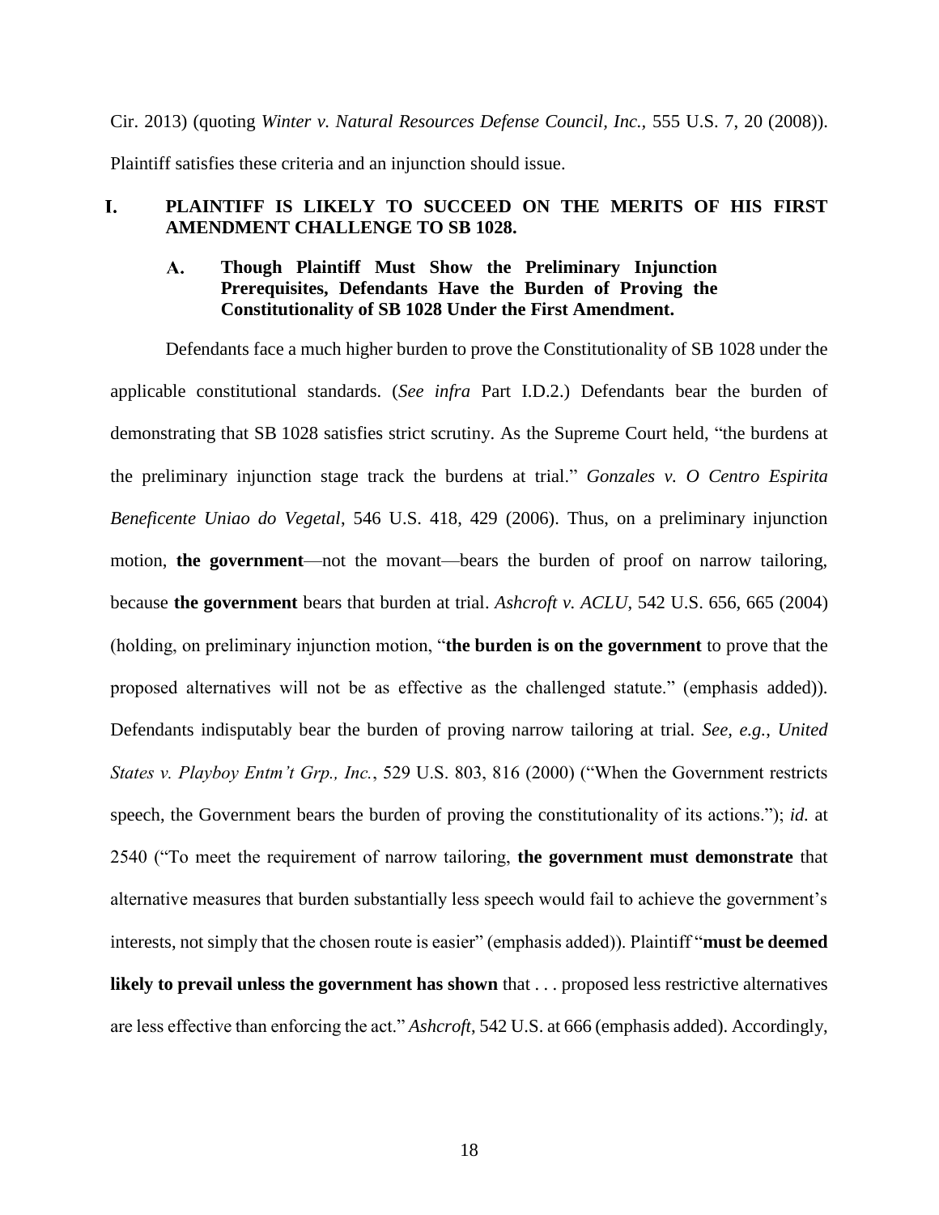Cir. 2013) (quoting *Winter v. Natural Resources Defense Council, Inc.*, 555 U.S. 7, 20 (2008)). Plaintiff satisfies these criteria and an injunction should issue.

## I. PLAINTIFF IS LIKELY TO SUCCEED ON THE MERITS OF HIS FIRST AMENDMENT CHALLENGE TO SB 1028.

### A. Though Plaintiff Must Show the Preliminary Injunction Prerequisites, Defendants Have the Burden of Proving the Constitutionality of SB 1028 Under the First Amendment.

Defendants face a much higher burden to prove the Constitutionality of SB 1028 under the applicable constitutional standards. (*See infra* Part I.D.2.) Defendants bear the burden of demonstrating that SB 1028 satisfies strict scrutiny. As the Supreme Court held, "the burdens at the preliminary injunction stage track the burdens at trial." *Gonzales v. O Centro Espirita Beneficente Uniao do Vegetal*, 546 U.S. 418, 429 (2006). Thus, on a preliminary injunction motion, **the government**—not the movant—bears the burden of proof on narrow tailoring, because **the government** bears that burden at trial. *Ashcroft v. ACLU*, 542 U.S. 656, 665 (2004) (holding, on preliminary injunction motion, "**the burden is on the government** to prove that the proposed alternatives will not be as effective as the challenged statute." (emphasis added)). Defendants indisputably bear the burden of proving narrow tailoring at trial. *See, e.g.*, *United States v. Playboy Entm't Grp., Inc.*, 529 U.S. 803, 816 (2000) ("When the Government restricts speech, the Government bears the burden of proving the constitutionality of its actions."); *id.* at 2540 ("To meet the requirement of narrow tailoring, **the government must demonstrate** that alternative measures that burden substantially less speech would fail to achieve the government's interests, not simply that the chosen route is easier" (emphasis added)). Plaintiff "**must be deemed likely to prevail unless the government has shown** that . . . proposed less restrictive alternatives are less effective than enforcing the act." *Ashcroft*, 542 U.S. at 666 (emphasis added). Accordingly,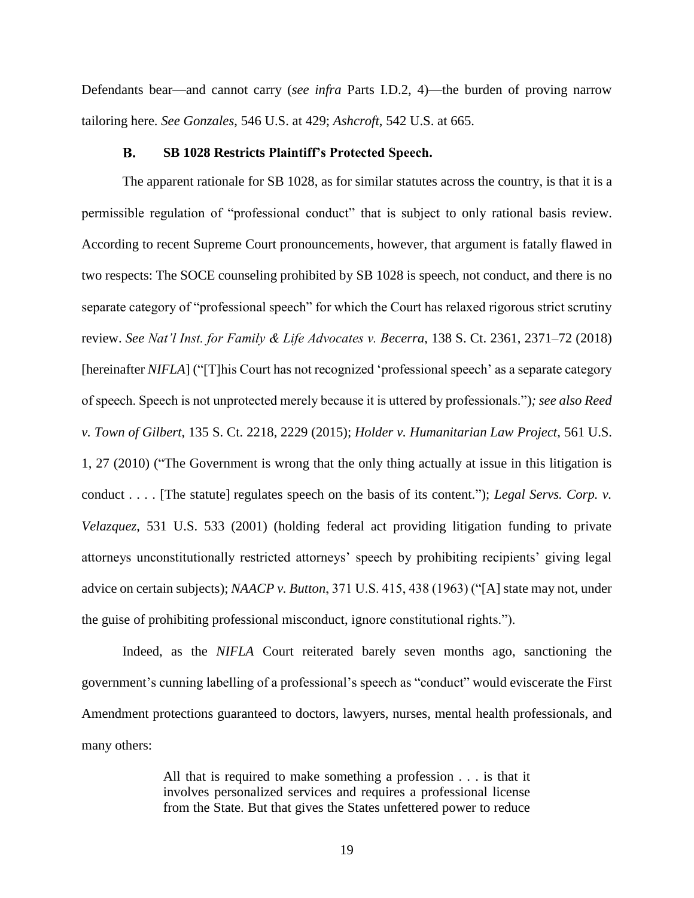Defendants bear—and cannot carry (*see infra* Parts I.D.2, 4)—the burden of proving narrow tailoring here. *See Gonzales*, 546 U.S. at 429; *Ashcroft*, 542 U.S. at 665.

### B. SB 1028 Restricts Plaintiff's Protected Speech.

The apparent rationale for SB 1028, as for similar statutes across the country, is that it is a permissible regulation of "professional conduct" that is subject to only rational basis review. According to recent Supreme Court pronouncements, however, that argument is fatally flawed in two respects: The SOCE counseling prohibited by SB 1028 is speech, not conduct, and there is no separate category of "professional speech" for which the Court has relaxed rigorous strict scrutiny review. *See Nat'l Inst. for Family & Life Advocates v. Becerra*, 138 S. Ct. 2361, 2371–72 (2018) [hereinafter *NIFLA*] ("[T]his Court has not recognized 'professional speech' as a separate category of speech. Speech is not unprotected merely because it is uttered by professionals."); *see also Reed v. Town of Gilbert*, 135 S. Ct. 2218, 2229 (2015); *Holder v. Humanitarian Law Project*, 561 U.S. 1, 27 (2010) ("The Government is wrong that the only thing actually at issue in this litigation is conduct . . . . [The statute] regulates speech on the basis of its content."); *Legal Servs. Corp. v. Velazquez*, 531 U.S. 533 (2001) (holding federal act providing litigation funding to private attorneys unconstitutionally restricted attorneys' speech by prohibiting recipients' giving legal advice on certain subjects); *NAACP v. Button*, 371 U.S. 415, 438 (1963) ("[A] state may not, under the guise of prohibiting professional misconduct, ignore constitutional rights.").

Indeed, as the *NIFLA* Court reiterated barely seven months ago, sanctioning the government's cunning labelling of a professional's speech as "conduct" would eviscerate the First Amendment protections guaranteed to doctors, lawyers, nurses, mental health professionals, and many others:

> All that is required to make something a profession . . . is that it involves personalized services and requires a professional license from the State. But that gives the States unfettered power to reduce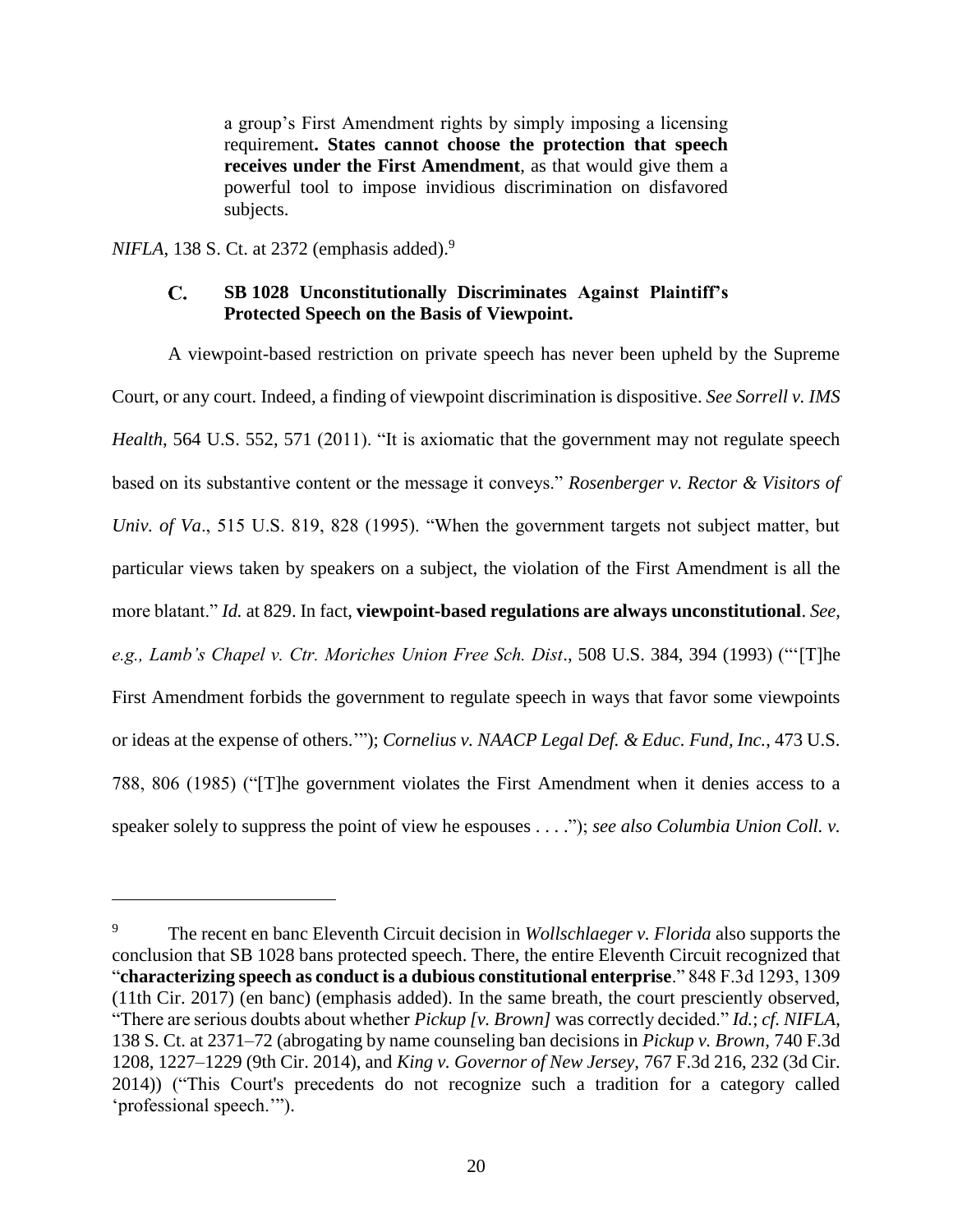> a group's First Amendment rights by simply imposing a licensing requirement**. States cannot choose the protection that speech receives under the First Amendment**, as that would give them a powerful tool to impose invidious discrimination on disfavored subjects.

*NIFLA*, 138 S. Ct. at 2372 (emphasis added).[9]

### C. SB 1028 Unconstitutionally Discriminates Against Plaintiff's Protected Speech on the Basis of Viewpoint.

A viewpoint-based restriction on private speech has never been upheld by the Supreme Court, or any court. Indeed, a finding of viewpoint discrimination is dispositive. *See Sorrell v. IMS Health*, 564 U.S. 552, 571 (2011). "It is axiomatic that the government may not regulate speech based on its substantive content or the message it conveys." *Rosenberger v. Rector & Visitors of Univ. of Va*., 515 U.S. 819, 828 (1995). "When the government targets not subject matter, but particular views taken by speakers on a subject, the violation of the First Amendment is all the more blatant." *Id.* at 829. In fact, **viewpoint-based regulations are always unconstitutional**. *See, e.g., Lamb's Chapel v. Ctr. Moriches Union Free Sch. Dist*., 508 U.S. 384, 394 (1993) ("'[T]he First Amendment forbids the government to regulate speech in ways that favor some viewpoints or ideas at the expense of others.'"); *Cornelius v. NAACP Legal Def. & Educ. Fund, Inc.*, 473 U.S. 788, 806 (1985) ("[T]he government violates the First Amendment when it denies access to a speaker solely to suppress the point of view he espouses . . . ."); *see also Columbia Union Coll. v.*

---

[9] The recent en banc Eleventh Circuit decision in *Wollschlaeger v. Florida* also supports the conclusion that SB 1028 bans protected speech. There, the entire Eleventh Circuit recognized that "**characterizing speech as conduct is a dubious constitutional enterprise**." 848 F.3d 1293, 1309 (11th Cir. 2017) (en banc) (emphasis added). In the same breath, the court presciently observed, "There are serious doubts about whether *Pickup [v. Brown]* was correctly decided." *Id.*; *cf. NIFLA*, 138 S. Ct. at 2371–72 (abrogating by name counseling ban decisions in *Pickup v. Brown*, 740 F.3d 1208, 1227–1229 (9th Cir. 2014), and *King v. Governor of New Jersey*, 767 F.3d 216, 232 (3d Cir. 2014)) ("This Court's precedents do not recognize such a tradition for a category called 'professional speech.'").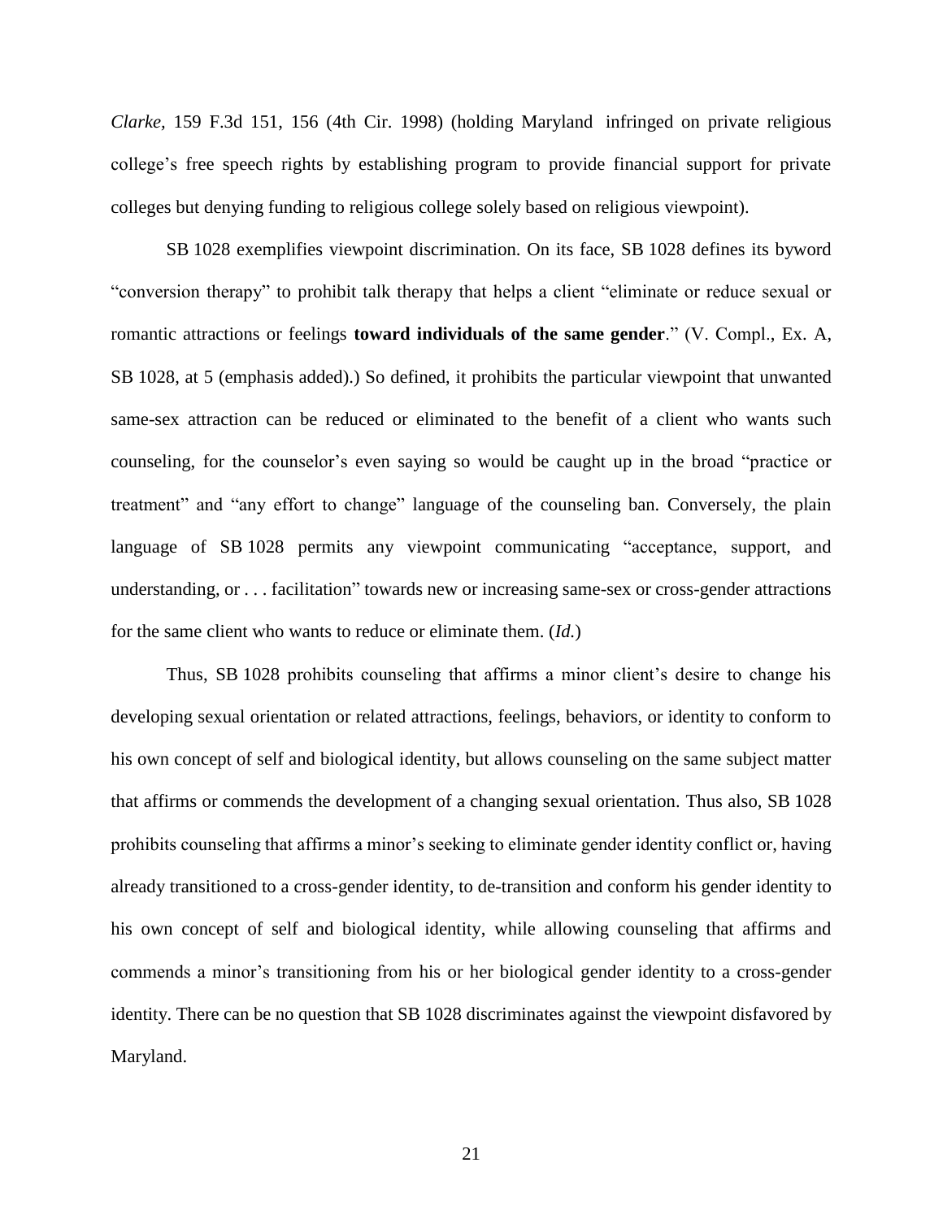*Clarke*, 159 F.3d 151, 156 (4th Cir. 1998) (holding Maryland infringed on private religious college's free speech rights by establishing program to provide financial support for private colleges but denying funding to religious college solely based on religious viewpoint).

SB 1028 exemplifies viewpoint discrimination. On its face, SB 1028 defines its byword "conversion therapy" to prohibit talk therapy that helps a client "eliminate or reduce sexual or romantic attractions or feelings **toward individuals of the same gender**." (V. Compl., Ex. A, SB 1028, at 5 (emphasis added).) So defined, it prohibits the particular viewpoint that unwanted same-sex attraction can be reduced or eliminated to the benefit of a client who wants such counseling, for the counselor's even saying so would be caught up in the broad "practice or treatment" and "any effort to change" language of the counseling ban. Conversely, the plain language of SB 1028 permits any viewpoint communicating "acceptance, support, and understanding, or . . . facilitation" towards new or increasing same-sex or cross-gender attractions for the same client who wants to reduce or eliminate them. (*Id.*)

Thus, SB 1028 prohibits counseling that affirms a minor client's desire to change his developing sexual orientation or related attractions, feelings, behaviors, or identity to conform to his own concept of self and biological identity, but allows counseling on the same subject matter that affirms or commends the development of a changing sexual orientation. Thus also, SB 1028 prohibits counseling that affirms a minor's seeking to eliminate gender identity conflict or, having already transitioned to a cross-gender identity, to de-transition and conform his gender identity to his own concept of self and biological identity, while allowing counseling that affirms and commends a minor's transitioning from his or her biological gender identity to a cross-gender identity. There can be no question that SB 1028 discriminates against the viewpoint disfavored by Maryland.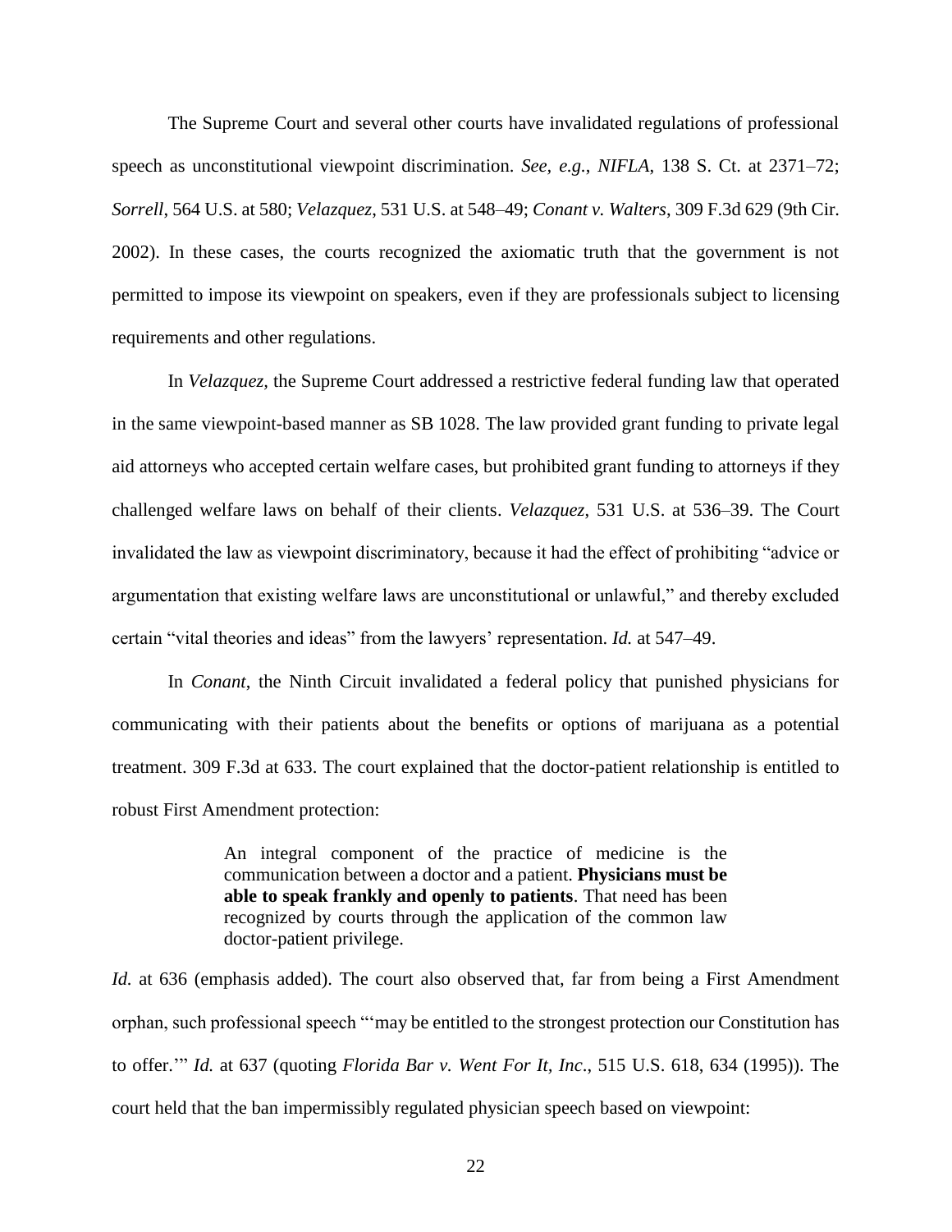The Supreme Court and several other courts have invalidated regulations of professional speech as unconstitutional viewpoint discrimination. *See, e.g.*, *NIFLA*, 138 S. Ct. at 2371–72; *Sorrell*, 564 U.S. at 580; *Velazquez*, 531 U.S. at 548–49; *Conant v. Walters*, 309 F.3d 629 (9th Cir. 2002). In these cases, the courts recognized the axiomatic truth that the government is not permitted to impose its viewpoint on speakers, even if they are professionals subject to licensing requirements and other regulations.

In *Velazquez*, the Supreme Court addressed a restrictive federal funding law that operated in the same viewpoint-based manner as SB 1028. The law provided grant funding to private legal aid attorneys who accepted certain welfare cases, but prohibited grant funding to attorneys if they challenged welfare laws on behalf of their clients. *Velazquez*, 531 U.S. at 536–39. The Court invalidated the law as viewpoint discriminatory, because it had the effect of prohibiting "advice or argumentation that existing welfare laws are unconstitutional or unlawful," and thereby excluded certain "vital theories and ideas" from the lawyers' representation. *Id.* at 547–49.

In *Conant*, the Ninth Circuit invalidated a federal policy that punished physicians for communicating with their patients about the benefits or options of marijuana as a potential treatment. 309 F.3d at 633. The court explained that the doctor-patient relationship is entitled to robust First Amendment protection:

> An integral component of the practice of medicine is the communication between a doctor and a patient. **Physicians must be able to speak frankly and openly to patients**. That need has been recognized by courts through the application of the common law doctor-patient privilege.

*Id.* at 636 (emphasis added). The court also observed that, far from being a First Amendment orphan, such professional speech "'may be entitled to the strongest protection our Constitution has to offer.'" *Id.* at 637 (quoting *Florida Bar v. Went For It, Inc.*, 515 U.S. 618, 634 (1995)). The court held that the ban impermissibly regulated physician speech based on viewpoint: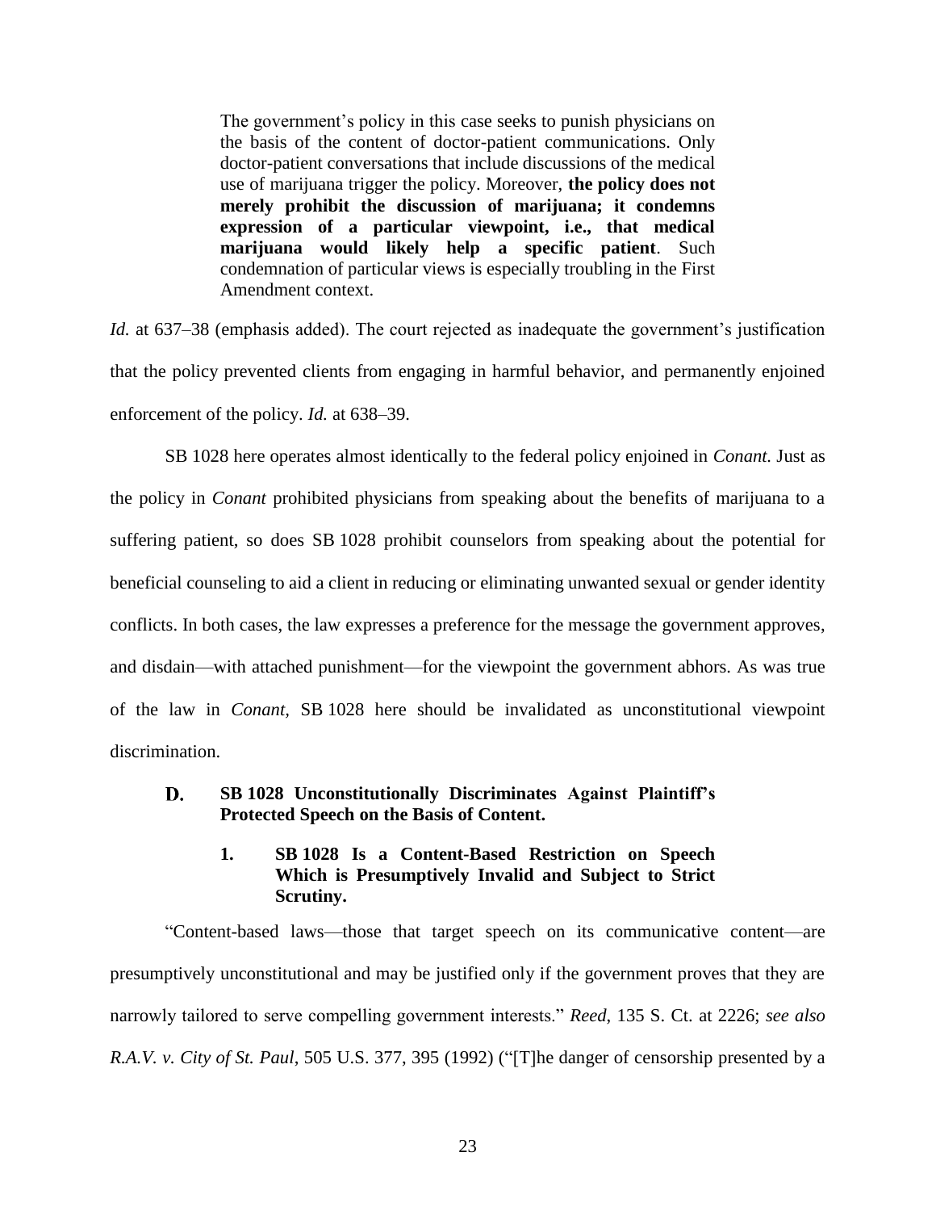> The government's policy in this case seeks to punish physicians on the basis of the content of doctor-patient communications. Only doctor-patient conversations that include discussions of the medical use of marijuana trigger the policy. Moreover, **the policy does not merely prohibit the discussion of marijuana; it condemns expression of a particular viewpoint, i.e., that medical marijuana would likely help a specific patient**. Such condemnation of particular views is especially troubling in the First Amendment context.

*Id.* at 637–38 (emphasis added). The court rejected as inadequate the government's justification that the policy prevented clients from engaging in harmful behavior, and permanently enjoined enforcement of the policy. *Id.* at 638–39.

SB 1028 here operates almost identically to the federal policy enjoined in *Conant.* Just as the policy in *Conant* prohibited physicians from speaking about the benefits of marijuana to a suffering patient, so does SB 1028 prohibit counselors from speaking about the potential for beneficial counseling to aid a client in reducing or eliminating unwanted sexual or gender identity conflicts. In both cases, the law expresses a preference for the message the government approves, and disdain—with attached punishment—for the viewpoint the government abhors. As was true of the law in *Conant,* SB 1028 here should be invalidated as unconstitutional viewpoint discrimination.

### D. SB 1028 Unconstitutionally Discriminates Against Plaintiff's Protected Speech on the Basis of Content.

#### 1. SB 1028 Is a Content-Based Restriction on Speech Which is Presumptively Invalid and Subject to Strict Scrutiny.

"Content-based laws—those that target speech on its communicative content—are presumptively unconstitutional and may be justified only if the government proves that they are narrowly tailored to serve compelling government interests." *Reed*, 135 S. Ct. at 2226; *see also R.A.V. v. City of St. Paul*, 505 U.S. 377, 395 (1992) ("[T]he danger of censorship presented by a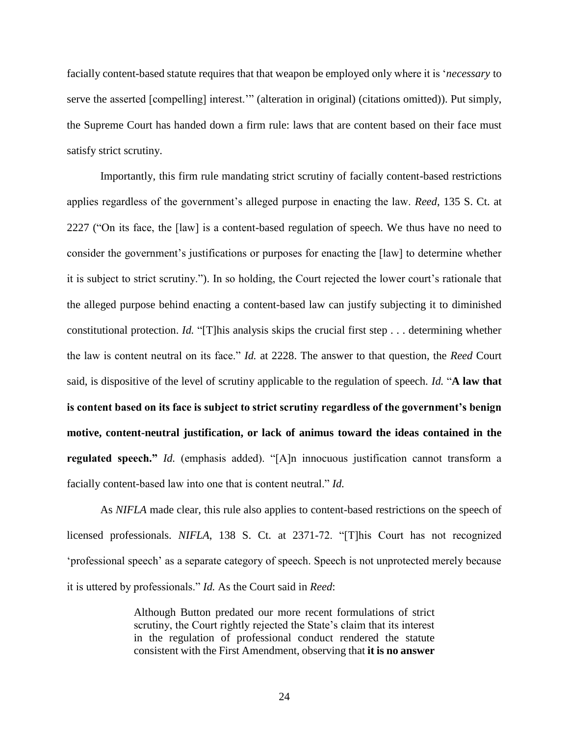facially content-based statute requires that that weapon be employed only where it is '*necessary* to serve the asserted [compelling] interest.'" (alteration in original) (citations omitted)). Put simply, the Supreme Court has handed down a firm rule: laws that are content based on their face must satisfy strict scrutiny.

Importantly, this firm rule mandating strict scrutiny of facially content-based restrictions applies regardless of the government's alleged purpose in enacting the law. *Reed*, 135 S. Ct. at 2227 ("On its face, the [law] is a content-based regulation of speech. We thus have no need to consider the government's justifications or purposes for enacting the [law] to determine whether it is subject to strict scrutiny."). In so holding, the Court rejected the lower court's rationale that the alleged purpose behind enacting a content-based law can justify subjecting it to diminished constitutional protection. *Id.* "[T]his analysis skips the crucial first step . . . determining whether the law is content neutral on its face." *Id.* at 2228. The answer to that question, the *Reed* Court said, is dispositive of the level of scrutiny applicable to the regulation of speech. *Id.* "**A law that is content based on its face is subject to strict scrutiny regardless of the government's benign motive, content-neutral justification, or lack of animus toward the ideas contained in the regulated speech.**" *Id.* (emphasis added). "[A]n innocuous justification cannot transform a facially content-based law into one that is content neutral." *Id.*

As *NIFLA* made clear, this rule also applies to content-based restrictions on the speech of licensed professionals. *NIFLA*, 138 S. Ct. at 2371-72. "[T]his Court has not recognized 'professional speech' as a separate category of speech. Speech is not unprotected merely because it is uttered by professionals." *Id.* As the Court said in *Reed*:

> Although Button predated our more recent formulations of strict scrutiny, the Court rightly rejected the State's claim that its interest in the regulation of professional conduct rendered the statute consistent with the First Amendment, observing that **it is no answer**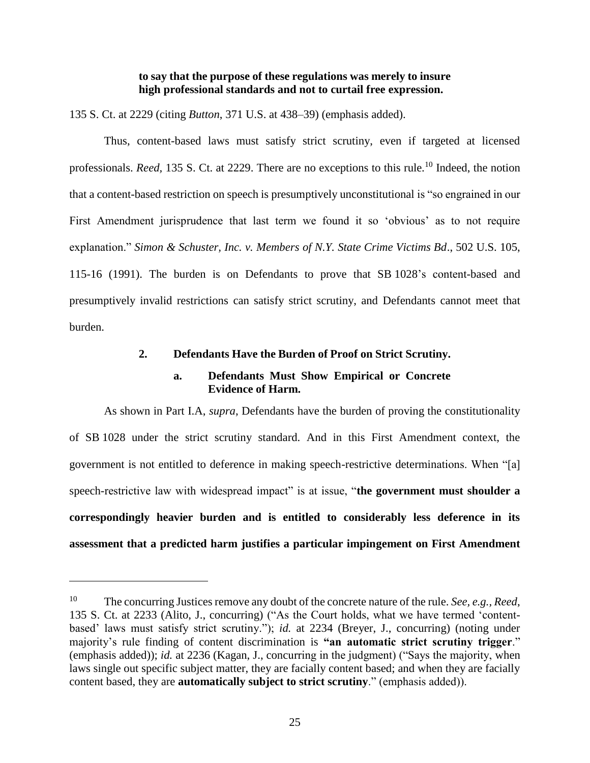> **to say that the purpose of these regulations was merely to insure high professional standards and not to curtail free expression.**

135 S. Ct. at 2229 (citing *Button*, 371 U.S. at 438–39) (emphasis added).

Thus, content-based laws must satisfy strict scrutiny, even if targeted at licensed professionals. *Reed*, 135 S. Ct. at 2229. There are no exceptions to this rule.[10] Indeed, the notion that a content-based restriction on speech is presumptively unconstitutional is "so engrained in our First Amendment jurisprudence that last term we found it so 'obvious' as to not require explanation." *Simon & Schuster, Inc. v. Members of N.Y. State Crime Victims Bd*., 502 U.S. 105, 115-16 (1991). The burden is on Defendants to prove that SB 1028's content-based and presumptively invalid restrictions can satisfy strict scrutiny, and Defendants cannot meet that burden.

### 2. Defendants Have the Burden of Proof on Strict Scrutiny.

#### a. Defendants Must Show Empirical or Concrete Evidence of Harm.

As shown in Part I.A, *supra*, Defendants have the burden of proving the constitutionality of SB 1028 under the strict scrutiny standard. And in this First Amendment context, the government is not entitled to deference in making speech-restrictive determinations. When "[a] speech-restrictive law with widespread impact" is at issue, "**the government must shoulder a correspondingly heavier burden and is entitled to considerably less deference in its assessment that a predicted harm justifies a particular impingement on First Amendment**

---

[10] The concurring Justices remove any doubt of the concrete nature of the rule. *See, e.g., Reed*, 135 S. Ct. at 2233 (Alito, J., concurring) ("As the Court holds, what we have termed 'content-based' laws must satisfy strict scrutiny."); *id.* at 2234 (Breyer, J., concurring) (noting under majority's rule finding of content discrimination is **"an automatic strict scrutiny trigger**." (emphasis added)); *id.* at 2236 (Kagan, J., concurring in the judgment) ("Says the majority, when laws single out specific subject matter, they are facially content based; and when they are facially content based, they are **automatically subject to strict scrutiny**." (emphasis added)).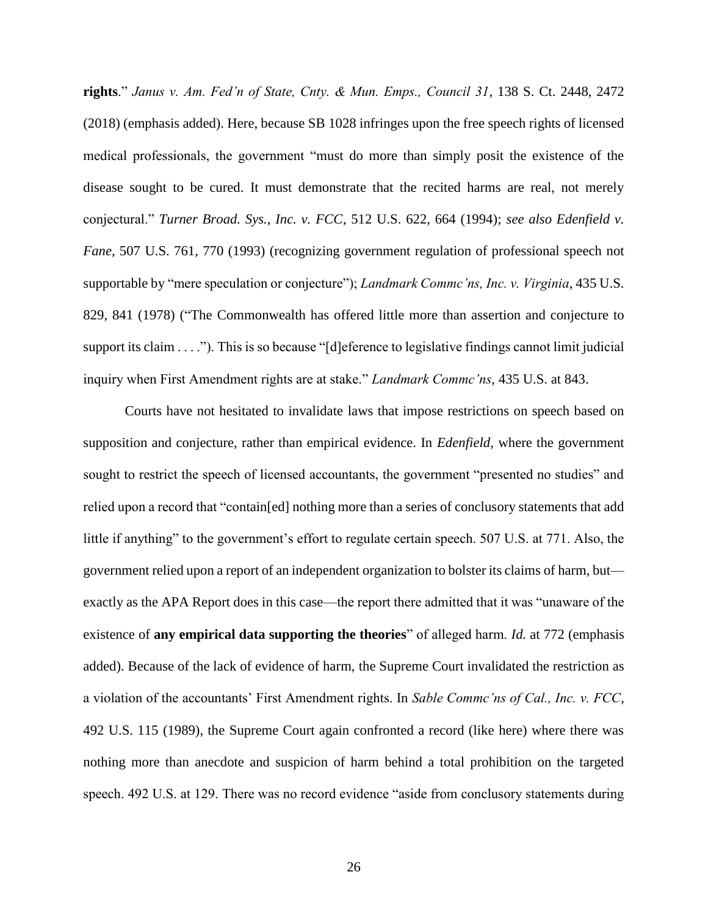**rights**." *Janus v. Am. Fed'n of State, Cnty. & Mun. Emps., Council 31*, 138 S. Ct. 2448, 2472 (2018) (emphasis added). Here, because SB 1028 infringes upon the free speech rights of licensed medical professionals, the government "must do more than simply posit the existence of the disease sought to be cured. It must demonstrate that the recited harms are real, not merely conjectural." *Turner Broad. Sys., Inc. v. FCC*, 512 U.S. 622, 664 (1994); *see also Edenfield v. Fane*, 507 U.S. 761, 770 (1993) (recognizing government regulation of professional speech not supportable by "mere speculation or conjecture"); *Landmark Commc'ns, Inc. v. Virginia*, 435 U.S. 829, 841 (1978) ("The Commonwealth has offered little more than assertion and conjecture to support its claim . . . ."). This is so because "[d]eference to legislative findings cannot limit judicial inquiry when First Amendment rights are at stake." *Landmark Commc'ns*, 435 U.S. at 843.

Courts have not hesitated to invalidate laws that impose restrictions on speech based on supposition and conjecture, rather than empirical evidence. In *Edenfield*, where the government sought to restrict the speech of licensed accountants, the government "presented no studies" and relied upon a record that "contain[ed] nothing more than a series of conclusory statements that add little if anything" to the government's effort to regulate certain speech. 507 U.S. at 771. Also, the government relied upon a report of an independent organization to bolster its claims of harm, but—exactly as the APA Report does in this case—the report there admitted that it was "unaware of the existence of **any empirical data supporting the theories**" of alleged harm. *Id.* at 772 (emphasis added). Because of the lack of evidence of harm, the Supreme Court invalidated the restriction as a violation of the accountants' First Amendment rights. In *Sable Commc'ns of Cal., Inc. v. FCC*, 492 U.S. 115 (1989), the Supreme Court again confronted a record (like here) where there was nothing more than anecdote and suspicion of harm behind a total prohibition on the targeted speech. 492 U.S. at 129. There was no record evidence "aside from conclusory statements during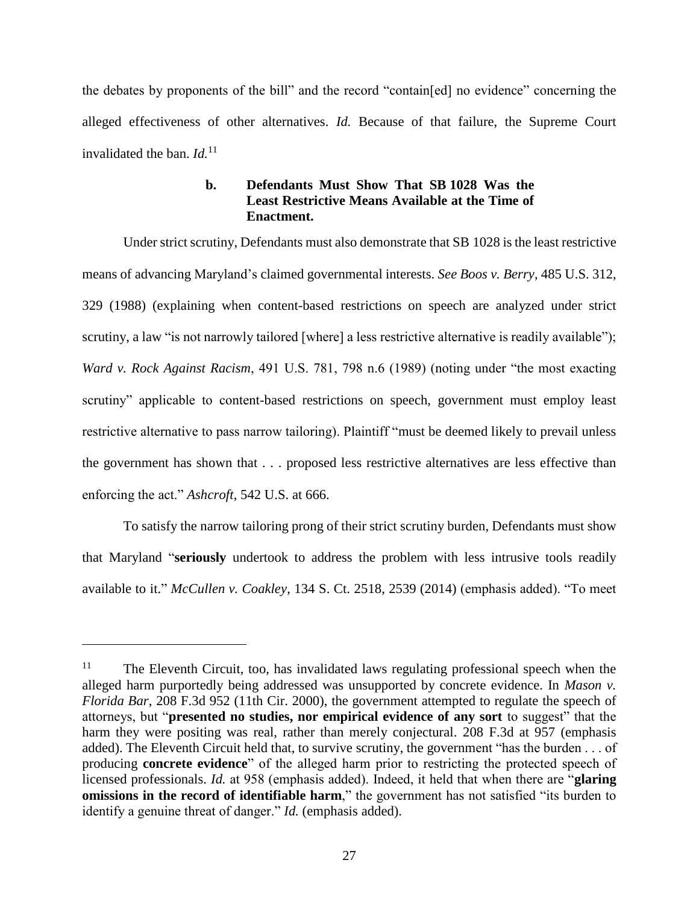the debates by proponents of the bill" and the record "contain[ed] no evidence" concerning the alleged effectiveness of other alternatives. *Id.* Because of that failure, the Supreme Court invalidated the ban. *Id.*[11]

#### b. Defendants Must Show That SB 1028 Was the Least Restrictive Means Available at the Time of Enactment.

Under strict scrutiny, Defendants must also demonstrate that SB 1028 is the least restrictive means of advancing Maryland's claimed governmental interests. *See Boos v. Berry*, 485 U.S. 312, 329 (1988) (explaining when content-based restrictions on speech are analyzed under strict scrutiny, a law "is not narrowly tailored [where] a less restrictive alternative is readily available"); *Ward v. Rock Against Racism*, 491 U.S. 781, 798 n.6 (1989) (noting under "the most exacting scrutiny" applicable to content-based restrictions on speech, government must employ least restrictive alternative to pass narrow tailoring). Plaintiff "must be deemed likely to prevail unless the government has shown that . . . proposed less restrictive alternatives are less effective than enforcing the act." *Ashcroft*, 542 U.S. at 666.

To satisfy the narrow tailoring prong of their strict scrutiny burden, Defendants must show that Maryland "**seriously** undertook to address the problem with less intrusive tools readily available to it." *McCullen v. Coakley*, 134 S. Ct. 2518, 2539 (2014) (emphasis added). "To meet

---

[11] The Eleventh Circuit, too, has invalidated laws regulating professional speech when the alleged harm purportedly being addressed was unsupported by concrete evidence. In *Mason v. Florida Bar*, 208 F.3d 952 (11th Cir. 2000), the government attempted to regulate the speech of attorneys, but "**presented no studies, nor empirical evidence of any sort** to suggest" that the harm they were positing was real, rather than merely conjectural. 208 F.3d at 957 (emphasis added). The Eleventh Circuit held that, to survive scrutiny, the government "has the burden . . . of producing **concrete evidence**" of the alleged harm prior to restricting the protected speech of licensed professionals. *Id.* at 958 (emphasis added). Indeed, it held that when there are "**glaring omissions in the record of identifiable harm**," the government has not satisfied "its burden to identify a genuine threat of danger." *Id.* (emphasis added).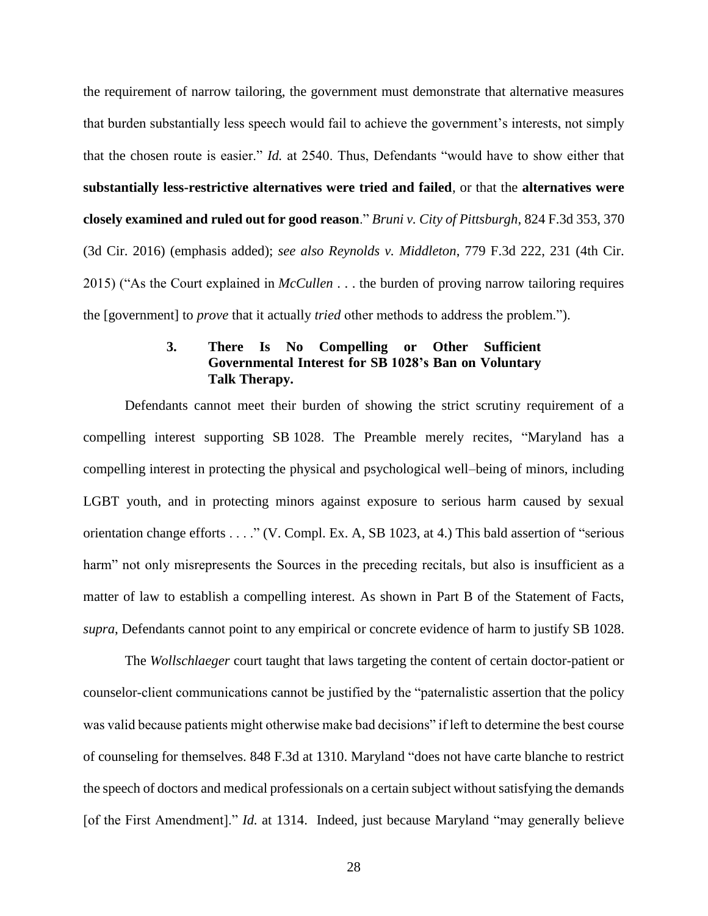the requirement of narrow tailoring, the government must demonstrate that alternative measures that burden substantially less speech would fail to achieve the government's interests, not simply that the chosen route is easier." *Id.* at 2540. Thus, Defendants "would have to show either that **substantially less-restrictive alternatives were tried and failed**, or that the **alternatives were closely examined and ruled out for good reason**." *Bruni v. City of Pittsburgh*, 824 F.3d 353, 370 (3d Cir. 2016) (emphasis added); *see also Reynolds v. Middleton*, 779 F.3d 222, 231 (4th Cir. 2015) ("As the Court explained in *McCullen* . . . the burden of proving narrow tailoring requires the [government] to *prove* that it actually *tried* other methods to address the problem.").

### 3. There Is No Compelling or Other Sufficient Governmental Interest for SB 1028's Ban on Voluntary Talk Therapy.

Defendants cannot meet their burden of showing the strict scrutiny requirement of a compelling interest supporting SB 1028. The Preamble merely recites, "Maryland has a compelling interest in protecting the physical and psychological well–being of minors, including LGBT youth, and in protecting minors against exposure to serious harm caused by sexual orientation change efforts . . . ." (V. Compl. Ex. A, SB 1023, at 4.) This bald assertion of "serious harm" not only misrepresents the Sources in the preceding recitals, but also is insufficient as a matter of law to establish a compelling interest. As shown in Part B of the Statement of Facts, *supra*, Defendants cannot point to any empirical or concrete evidence of harm to justify SB 1028.

The *Wollschlaeger* court taught that laws targeting the content of certain doctor-patient or counselor-client communications cannot be justified by the "paternalistic assertion that the policy was valid because patients might otherwise make bad decisions" if left to determine the best course of counseling for themselves. 848 F.3d at 1310. Maryland "does not have carte blanche to restrict the speech of doctors and medical professionals on a certain subject without satisfying the demands [of the First Amendment]." *Id.* at 1314. Indeed, just because Maryland "may generally believe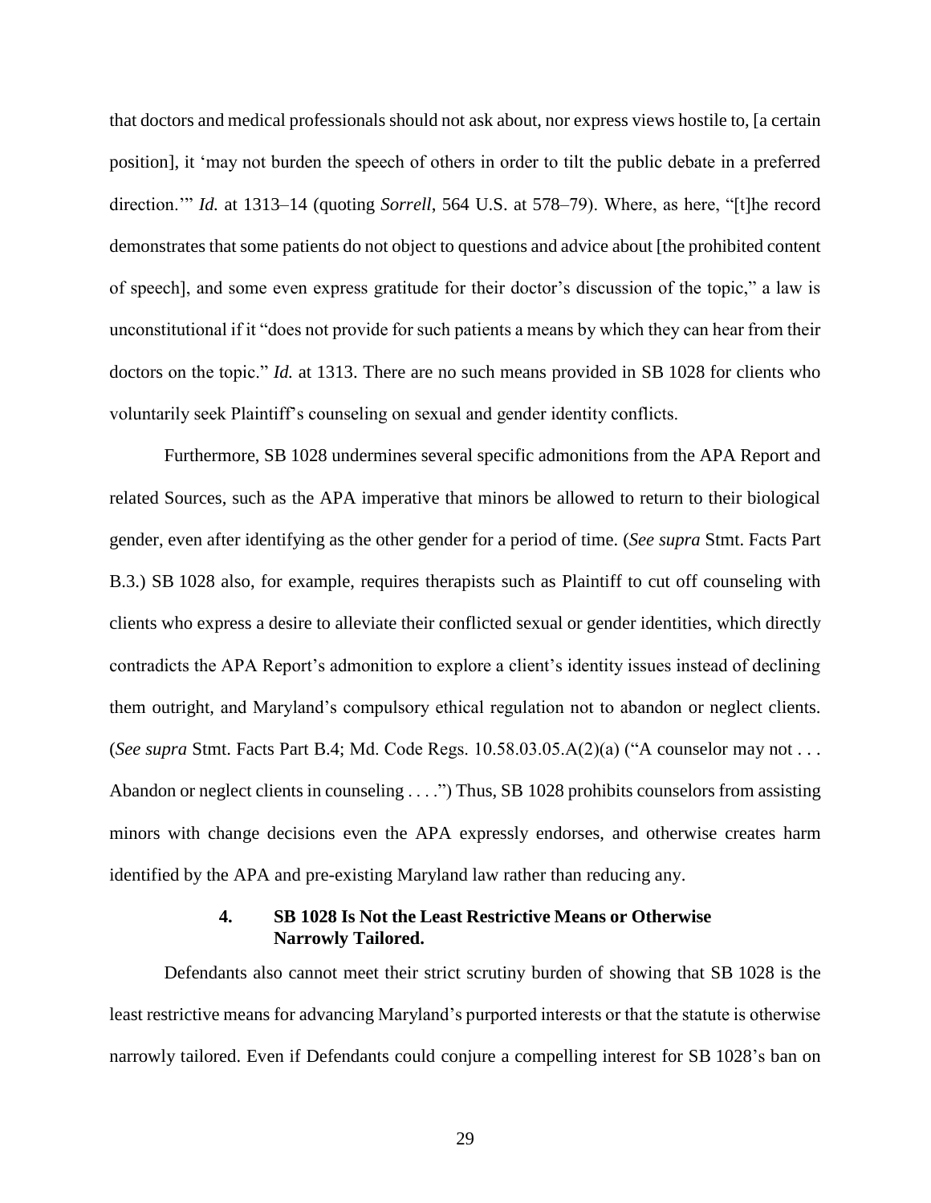that doctors and medical professionals should not ask about, nor express views hostile to, [a certain position], it 'may not burden the speech of others in order to tilt the public debate in a preferred direction.'" *Id.* at 1313–14 (quoting *Sorrell*, 564 U.S. at 578–79). Where, as here, "[t]he record demonstrates that some patients do not object to questions and advice about [the prohibited content of speech], and some even express gratitude for their doctor's discussion of the topic," a law is unconstitutional if it "does not provide for such patients a means by which they can hear from their doctors on the topic." *Id.* at 1313. There are no such means provided in SB 1028 for clients who voluntarily seek Plaintiff's counseling on sexual and gender identity conflicts.

Furthermore, SB 1028 undermines several specific admonitions from the APA Report and related Sources, such as the APA imperative that minors be allowed to return to their biological gender, even after identifying as the other gender for a period of time. (*See supra* Stmt. Facts Part B.3.) SB 1028 also, for example, requires therapists such as Plaintiff to cut off counseling with clients who express a desire to alleviate their conflicted sexual or gender identities, which directly contradicts the APA Report's admonition to explore a client's identity issues instead of declining them outright, and Maryland's compulsory ethical regulation not to abandon or neglect clients. (*See supra* Stmt. Facts Part B.4; Md. Code Regs. 10.58.03.05.A(2)(a) ("A counselor may not . . . Abandon or neglect clients in counseling . . . .") Thus, SB 1028 prohibits counselors from assisting minors with change decisions even the APA expressly endorses, and otherwise creates harm identified by the APA and pre-existing Maryland law rather than reducing any.

#### 4. SB 1028 Is Not the Least Restrictive Means or Otherwise Narrowly Tailored.

Defendants also cannot meet their strict scrutiny burden of showing that SB 1028 is the least restrictive means for advancing Maryland's purported interests or that the statute is otherwise narrowly tailored. Even if Defendants could conjure a compelling interest for SB 1028's ban on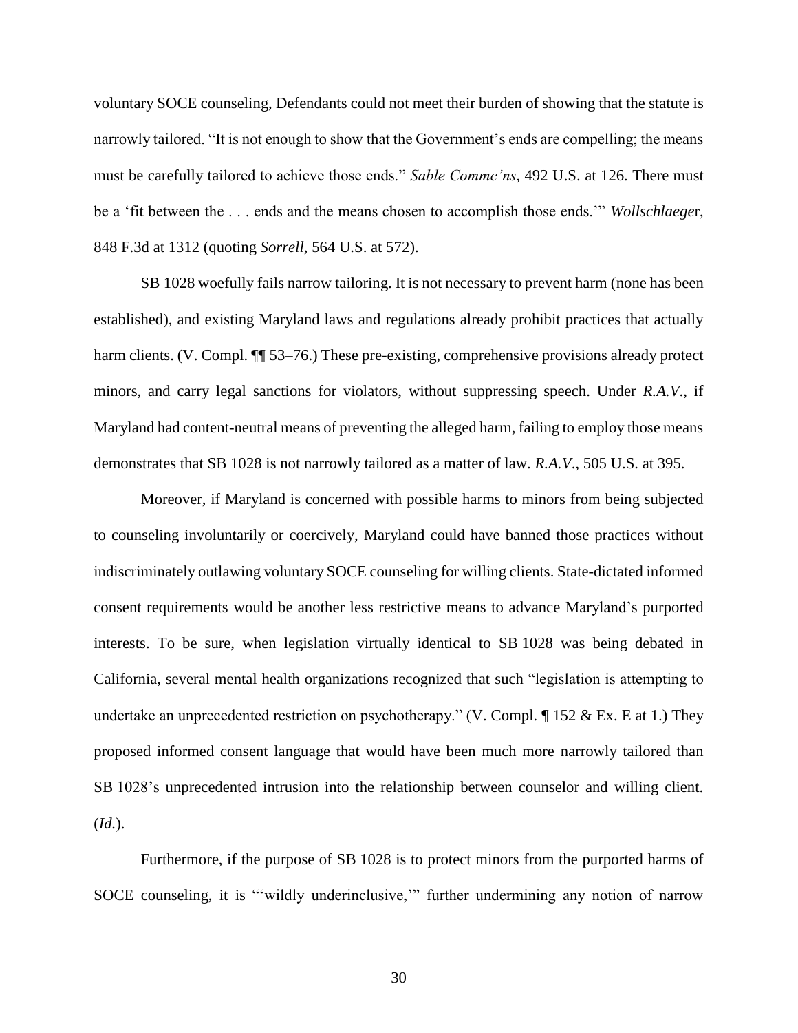voluntary SOCE counseling, Defendants could not meet their burden of showing that the statute is narrowly tailored. "It is not enough to show that the Government's ends are compelling; the means must be carefully tailored to achieve those ends." *Sable Commc'ns*, 492 U.S. at 126. There must be a 'fit between the . . . ends and the means chosen to accomplish those ends.'" *Wollschlaeger*, 848 F.3d at 1312 (quoting *Sorrell*, 564 U.S. at 572).

SB 1028 woefully fails narrow tailoring. It is not necessary to prevent harm (none has been established), and existing Maryland laws and regulations already prohibit practices that actually harm clients. (V. Compl. ¶¶ 53–76.) These pre-existing, comprehensive provisions already protect minors, and carry legal sanctions for violators, without suppressing speech. Under *R.A.V.*, if Maryland had content-neutral means of preventing the alleged harm, failing to employ those means demonstrates that SB 1028 is not narrowly tailored as a matter of law. *R.A.V.*, 505 U.S. at 395.

Moreover, if Maryland is concerned with possible harms to minors from being subjected to counseling involuntarily or coercively, Maryland could have banned those practices without indiscriminately outlawing voluntary SOCE counseling for willing clients. State-dictated informed consent requirements would be another less restrictive means to advance Maryland's purported interests. To be sure, when legislation virtually identical to SB 1028 was being debated in California, several mental health organizations recognized that such "legislation is attempting to undertake an unprecedented restriction on psychotherapy." (V. Compl. ¶ 152 & Ex. E at 1.) They proposed informed consent language that would have been much more narrowly tailored than SB 1028's unprecedented intrusion into the relationship between counselor and willing client. (*Id.*).

Furthermore, if the purpose of SB 1028 is to protect minors from the purported harms of SOCE counseling, it is "'wildly underinclusive,'" further undermining any notion of narrow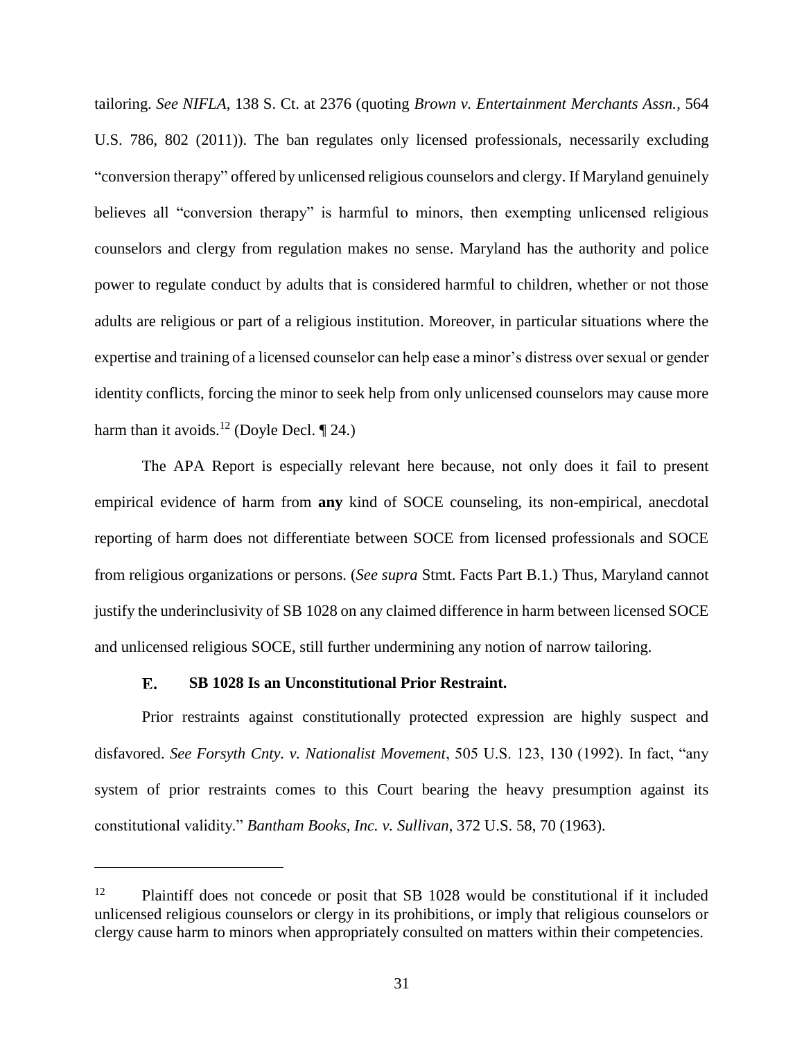tailoring. *See NIFLA*, 138 S. Ct. at 2376 (quoting *Brown v. Entertainment Merchants Assn.*, 564 U.S. 786, 802 (2011)). The ban regulates only licensed professionals, necessarily excluding "conversion therapy" offered by unlicensed religious counselors and clergy. If Maryland genuinely believes all "conversion therapy" is harmful to minors, then exempting unlicensed religious counselors and clergy from regulation makes no sense. Maryland has the authority and police power to regulate conduct by adults that is considered harmful to children, whether or not those adults are religious or part of a religious institution. Moreover, in particular situations where the expertise and training of a licensed counselor can help ease a minor's distress over sexual or gender identity conflicts, forcing the minor to seek help from only unlicensed counselors may cause more harm than it avoids.[12] (Doyle Decl. ¶ 24.)

The APA Report is especially relevant here because, not only does it fail to present empirical evidence of harm from **any** kind of SOCE counseling, its non-empirical, anecdotal reporting of harm does not differentiate between SOCE from licensed professionals and SOCE from religious organizations or persons. (*See supra* Stmt. Facts Part B.1.) Thus, Maryland cannot justify the underinclusivity of SB 1028 on any claimed difference in harm between licensed SOCE and unlicensed religious SOCE, still further undermining any notion of narrow tailoring.

### E. SB 1028 Is an Unconstitutional Prior Restraint.

Prior restraints against constitutionally protected expression are highly suspect and disfavored. *See Forsyth Cnty. v. Nationalist Movement*, 505 U.S. 123, 130 (1992). In fact, "any system of prior restraints comes to this Court bearing the heavy presumption against its constitutional validity." *Bantham Books, Inc. v. Sullivan*, 372 U.S. 58, 70 (1963).

---

[12] Plaintiff does not concede or posit that SB 1028 would be constitutional if it included unlicensed religious counselors or clergy in its prohibitions, or imply that religious counselors or clergy cause harm to minors when appropriately consulted on matters within their competencies.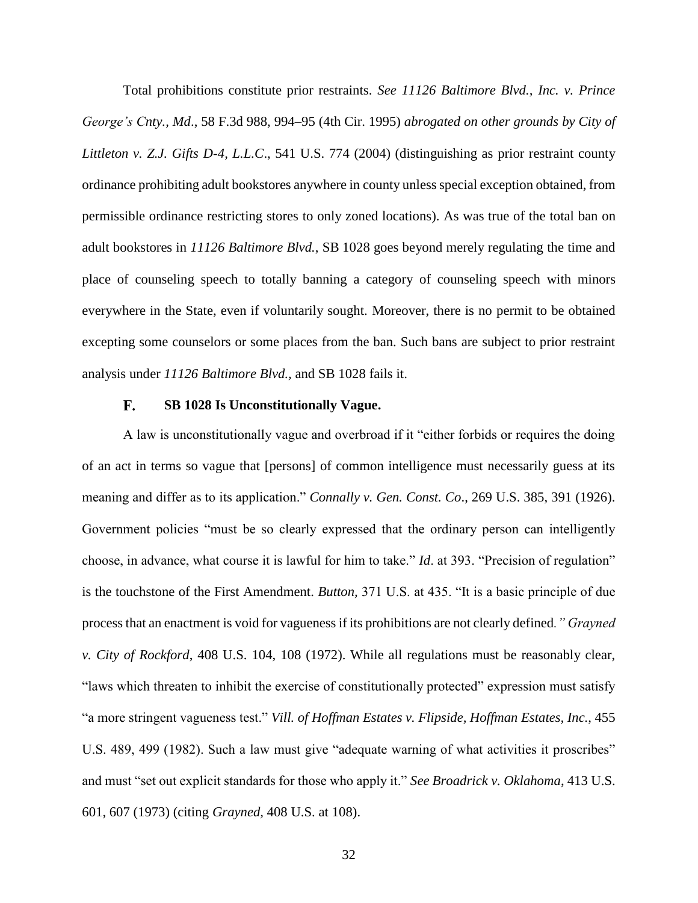Total prohibitions constitute prior restraints. *See 11126 Baltimore Blvd., Inc. v. Prince George's Cnty., Md*., 58 F.3d 988, 994–95 (4th Cir. 1995) *abrogated on other grounds by City of Littleton v. Z.J. Gifts D-4, L.L.C*., 541 U.S. 774 (2004) (distinguishing as prior restraint county ordinance prohibiting adult bookstores anywhere in county unless special exception obtained, from permissible ordinance restricting stores to only zoned locations). As was true of the total ban on adult bookstores in *11126 Baltimore Blvd.*, SB 1028 goes beyond merely regulating the time and place of counseling speech to totally banning a category of counseling speech with minors everywhere in the State, even if voluntarily sought. Moreover, there is no permit to be obtained excepting some counselors or some places from the ban. Such bans are subject to prior restraint analysis under *11126 Baltimore Blvd.,* and SB 1028 fails it.

### F. SB 1028 Is Unconstitutionally Vague.

A law is unconstitutionally vague and overbroad if it "either forbids or requires the doing of an act in terms so vague that [persons] of common intelligence must necessarily guess at its meaning and differ as to its application." *Connally v. Gen. Const. Co*., 269 U.S. 385, 391 (1926). Government policies "must be so clearly expressed that the ordinary person can intelligently choose, in advance, what course it is lawful for him to take." *Id*. at 393. "Precision of regulation" is the touchstone of the First Amendment. *Button,* 371 U.S. at 435. "It is a basic principle of due process that an enactment is void for vagueness if its prohibitions are not clearly defined*." Grayned v. City of Rockford*, 408 U.S. 104, 108 (1972). While all regulations must be reasonably clear, "laws which threaten to inhibit the exercise of constitutionally protected" expression must satisfy "a more stringent vagueness test." *Vill. of Hoffman Estates v. Flipside, Hoffman Estates, Inc.,* 455 U.S. 489, 499 (1982). Such a law must give "adequate warning of what activities it proscribes" and must "set out explicit standards for those who apply it." *See Broadrick v. Oklahoma*, 413 U.S. 601, 607 (1973) (citing *Grayned*, 408 U.S. at 108).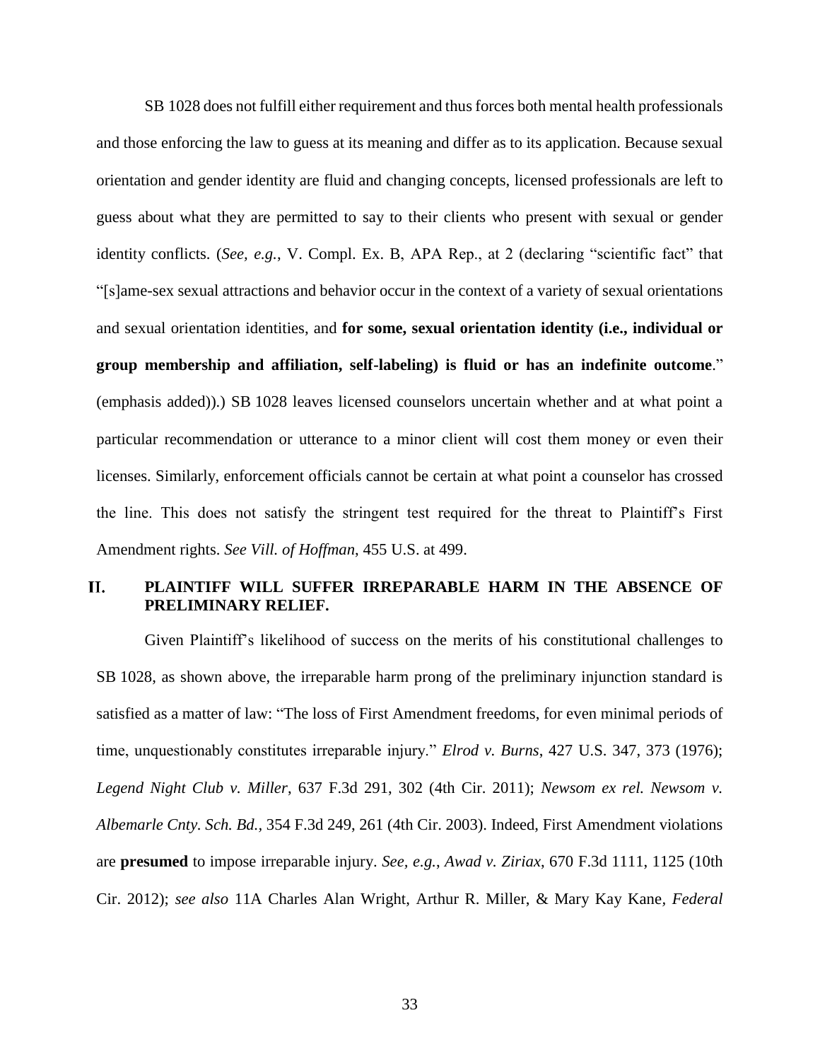SB 1028 does not fulfill either requirement and thus forces both mental health professionals and those enforcing the law to guess at its meaning and differ as to its application. Because sexual orientation and gender identity are fluid and changing concepts, licensed professionals are left to guess about what they are permitted to say to their clients who present with sexual or gender identity conflicts. (*See, e.g.*, V. Compl. Ex. B, APA Rep., at 2 (declaring "scientific fact" that "[s]ame-sex sexual attractions and behavior occur in the context of a variety of sexual orientations and sexual orientation identities, and **for some, sexual orientation identity (i.e., individual or group membership and affiliation, self-labeling) is fluid or has an indefinite outcome**." (emphasis added)).) SB 1028 leaves licensed counselors uncertain whether and at what point a particular recommendation or utterance to a minor client will cost them money or even their licenses. Similarly, enforcement officials cannot be certain at what point a counselor has crossed the line. This does not satisfy the stringent test required for the threat to Plaintiff's First Amendment rights. *See Vill. of Hoffman*, 455 U.S. at 499.

## II. PLAINTIFF WILL SUFFER IRREPARABLE HARM IN THE ABSENCE OF PRELIMINARY RELIEF.

Given Plaintiff's likelihood of success on the merits of his constitutional challenges to SB 1028, as shown above, the irreparable harm prong of the preliminary injunction standard is satisfied as a matter of law: "The loss of First Amendment freedoms, for even minimal periods of time, unquestionably constitutes irreparable injury." *Elrod v. Burns*, 427 U.S. 347, 373 (1976); *Legend Night Club v. Miller*, 637 F.3d 291, 302 (4th Cir. 2011); *Newsom ex rel. Newsom v. Albemarle Cnty. Sch. Bd.*, 354 F.3d 249, 261 (4th Cir. 2003). Indeed, First Amendment violations are **presumed** to impose irreparable injury. *See, e.g.*, *Awad v. Ziriax*, 670 F.3d 1111, 1125 (10th Cir. 2012); *see also* 11A Charles Alan Wright, Arthur R. Miller, & Mary Kay Kane, *Federal*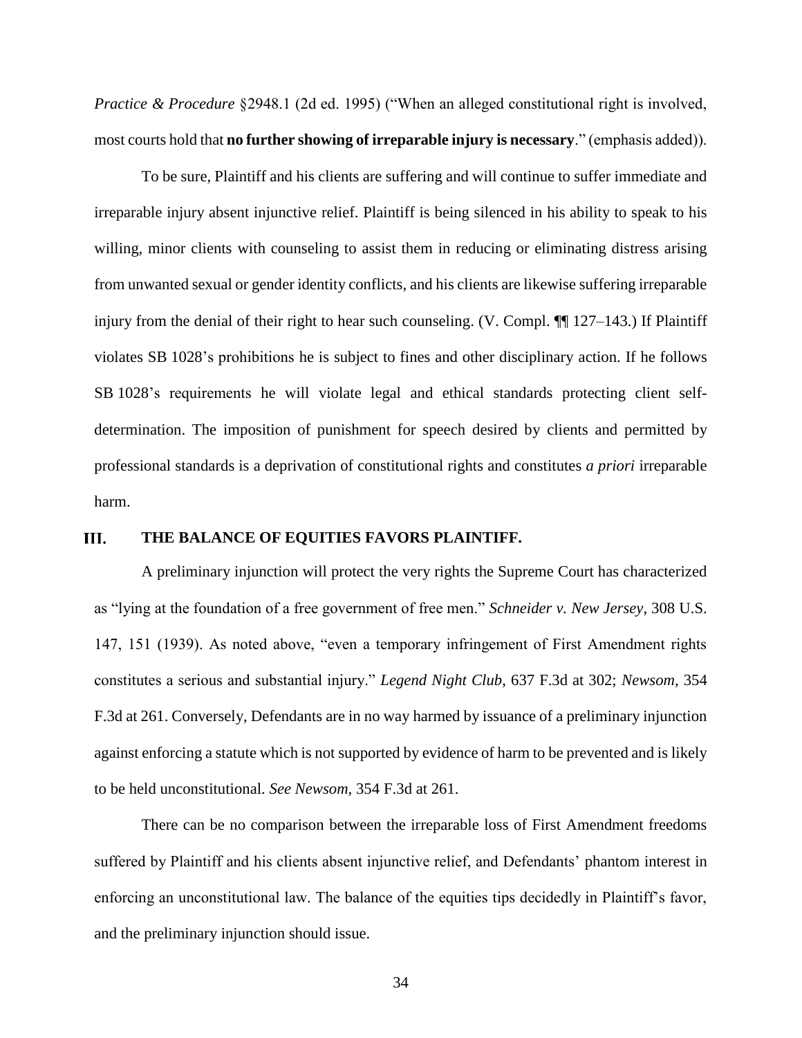*Practice & Procedure* §2948.1 (2d ed. 1995) ("When an alleged constitutional right is involved, most courts hold that **no further showing of irreparable injury is necessary**." (emphasis added)).

To be sure, Plaintiff and his clients are suffering and will continue to suffer immediate and irreparable injury absent injunctive relief. Plaintiff is being silenced in his ability to speak to his willing, minor clients with counseling to assist them in reducing or eliminating distress arising from unwanted sexual or gender identity conflicts, and his clients are likewise suffering irreparable injury from the denial of their right to hear such counseling. (V. Compl. ¶¶ 127–143.) If Plaintiff violates SB 1028's prohibitions he is subject to fines and other disciplinary action. If he follows SB 1028's requirements he will violate legal and ethical standards protecting client self-determination. The imposition of punishment for speech desired by clients and permitted by professional standards is a deprivation of constitutional rights and constitutes *a priori* irreparable harm.

## III. THE BALANCE OF EQUITIES FAVORS PLAINTIFF.

A preliminary injunction will protect the very rights the Supreme Court has characterized as "lying at the foundation of a free government of free men." *Schneider v. New Jersey*, 308 U.S. 147, 151 (1939). As noted above, "even a temporary infringement of First Amendment rights constitutes a serious and substantial injury." *Legend Night Club*, 637 F.3d at 302; *Newsom*, 354 F.3d at 261. Conversely, Defendants are in no way harmed by issuance of a preliminary injunction against enforcing a statute which is not supported by evidence of harm to be prevented and is likely to be held unconstitutional. *See Newsom*, 354 F.3d at 261.

There can be no comparison between the irreparable loss of First Amendment freedoms suffered by Plaintiff and his clients absent injunctive relief, and Defendants' phantom interest in enforcing an unconstitutional law. The balance of the equities tips decidedly in Plaintiff's favor, and the preliminary injunction should issue.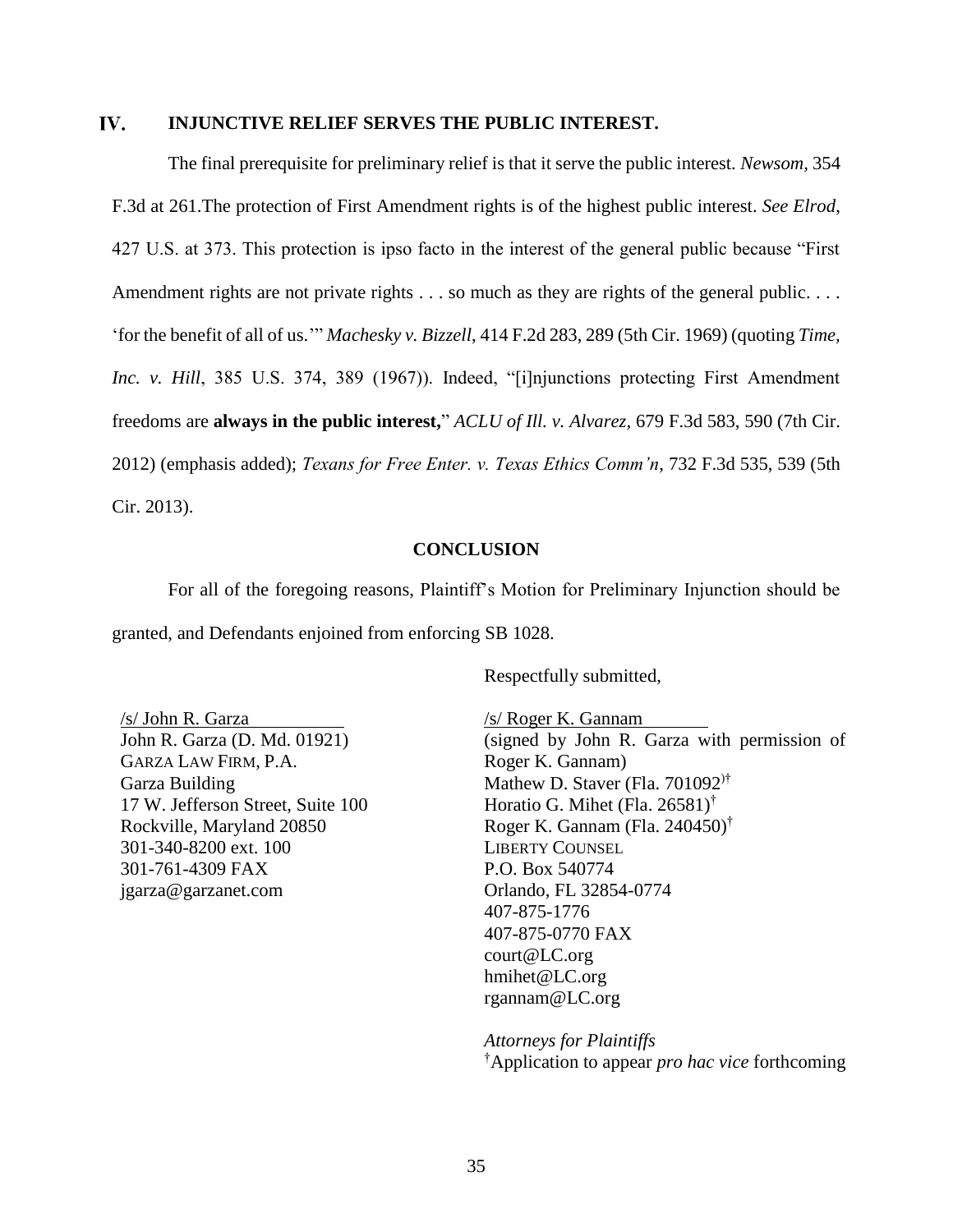## IV. INJUNCTIVE RELIEF SERVES THE PUBLIC INTEREST.

The final prerequisite for preliminary relief is that it serve the public interest. *Newsom*, 354 F.3d at 261.The protection of First Amendment rights is of the highest public interest. *See Elrod*, 427 U.S. at 373. This protection is ipso facto in the interest of the general public because "First Amendment rights are not private rights . . . so much as they are rights of the general public. . . . 'for the benefit of all of us.'" *Machesky v. Bizzell*, 414 F.2d 283, 289 (5th Cir. 1969) (quoting *Time, Inc. v. Hill*, 385 U.S. 374, 389 (1967)). Indeed, "[i]njunctions protecting First Amendment freedoms are **always in the public interest,**" *ACLU of Ill. v. Alvarez,* 679 F.3d 583, 590 (7th Cir. 2012) (emphasis added); *Texans for Free Enter. v. Texas Ethics Comm'n*, 732 F.3d 535, 539 (5th Cir. 2013).

## CONCLUSION

For all of the foregoing reasons, Plaintiff's Motion for Preliminary Injunction should be granted, and Defendants enjoined from enforcing SB 1028.

Respectfully submitted,

/s/ John R. Garza
John R. Garza (D. Md. 01921)
GARZA LAW FIRM, P.A.
Garza Building
17 W. Jefferson Street, Suite 100
Rockville, Maryland 20850
301-340-8200 ext. 100
301-761-4309 FAX
jgarza@garzanet.com

/s/ Roger K. Gannam
(signed by John R. Garza with permission of Roger K. Gannam)
Mathew D. Staver (Fla. 701092)†
Horatio G. Mihet (Fla. 26581)†
Roger K. Gannam (Fla. 240450)†
LIBERTY COUNSEL
P.O. Box 540774
Orlando, FL 32854-0774
407-875-1776
407-875-0770 FAX
court@LC.org
hmihet@LC.org
rgannam@LC.org

*Attorneys for Plaintiffs*
†Application to appear *pro hac vice* forthcoming